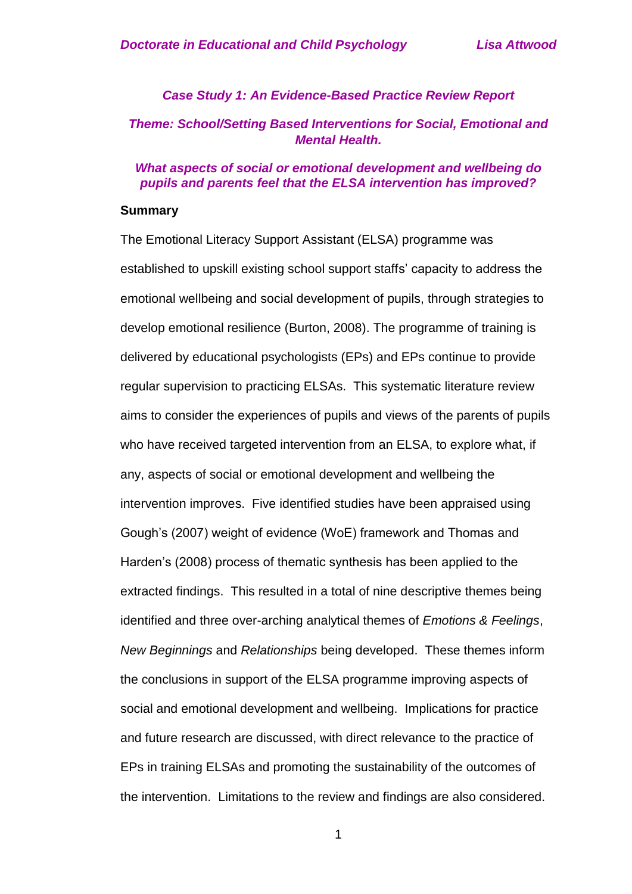## *Case Study 1: An Evidence-Based Practice Review Report*

### *Theme: School/Setting Based Interventions for Social, Emotional and Mental Health.*

### *What aspects of social or emotional development and wellbeing do pupils and parents feel that the ELSA intervention has improved?*

**Summary**

The Emotional Literacy Support Assistant (ELSA) programme was established to upskill existing school support staffs' capacity to address the emotional wellbeing and social development of pupils, through strategies to develop emotional resilience (Burton, 2008). The programme of training is delivered by educational psychologists (EPs) and EPs continue to provide regular supervision to practicing ELSAs. This systematic literature review aims to consider the experiences of pupils and views of the parents of pupils who have received targeted intervention from an ELSA, to explore what, if any, aspects of social or emotional development and wellbeing the intervention improves. Five identified studies have been appraised using Gough's (2007) weight of evidence (WoE) framework and Thomas and Harden's (2008) process of thematic synthesis has been applied to the extracted findings. This resulted in a total of nine descriptive themes being identified and three over-arching analytical themes of *Emotions & Feelings*, *New Beginnings* and *Relationships* being developed. These themes inform the conclusions in support of the ELSA programme improving aspects of social and emotional development and wellbeing. Implications for practice and future research are discussed, with direct relevance to the practice of EPs in training ELSAs and promoting the sustainability of the outcomes of the intervention. Limitations to the review and findings are also considered.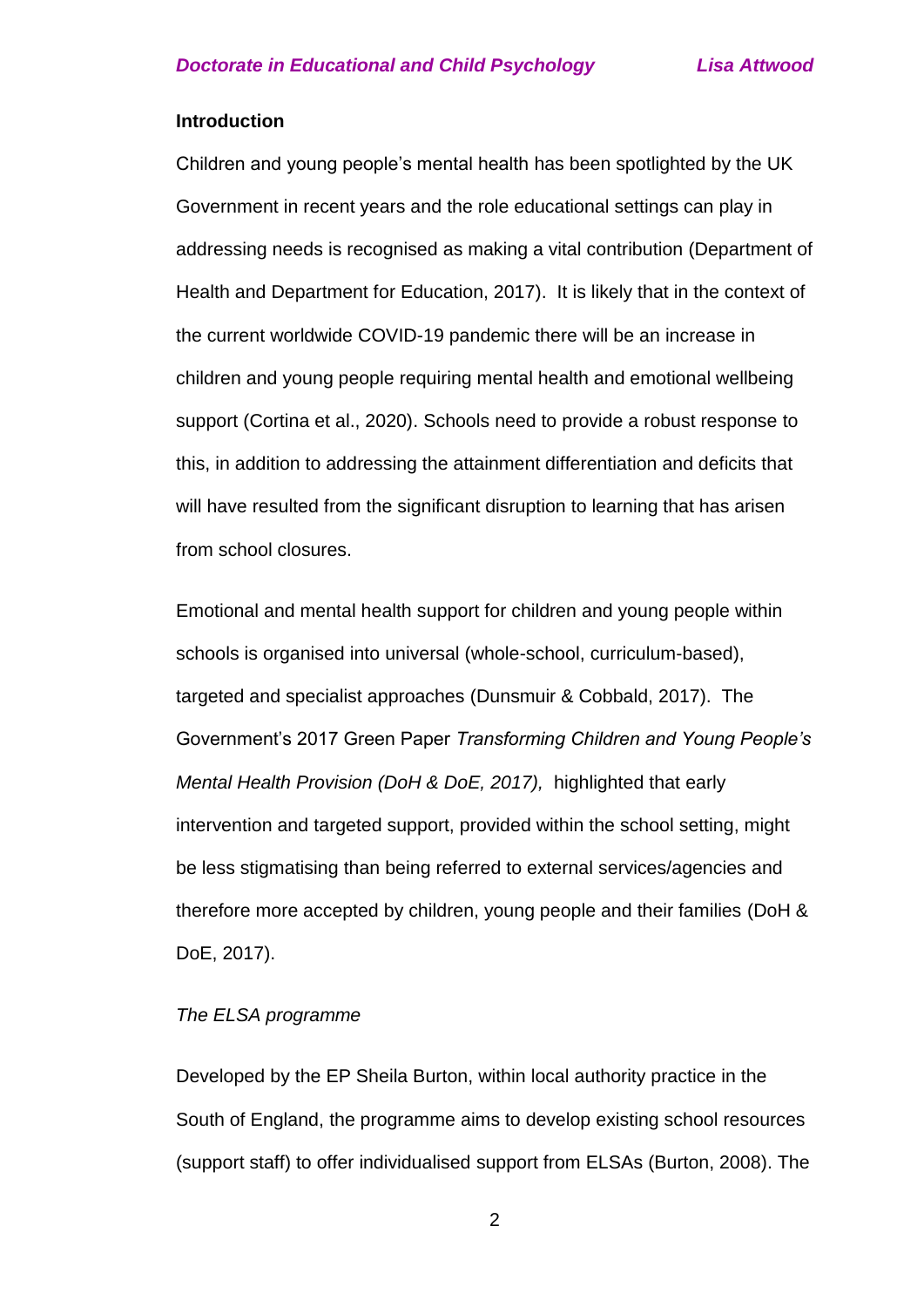## Introduction

Children and young people's mental health has been spotlighted by the UK Government in recent years and the role educational settings can play in addressing needs is recognised as making a vital contribution (Department of Health and Department for Education, 2017). It is likely that in the context of the current worldwide COVID-19 pandemic there will be an increase in children and young people requiring mental health and emotional wellbeing support (Cortina et al., 2020). Schools need to provide a robust response to this, in addition to addressing the attainment differentiation and deficits that will have resulted from the significant disruption to learning that has arisen from school closures.

Emotional and mental health support for children and young people within schools is organised into universal (whole-school, curriculum-based), targeted and specialist approaches (Dunsmuir & Cobbald, 2017). The Government's 2017 Green Paper *Transforming Children and Young People's Mental Health Provision (DoH & DoE, 2017),* highlighted that early intervention and targeted support, provided within the school setting, might be less stigmatising than being referred to external services/agencies and therefore more accepted by children, young people and their families (DoH & DoE, 2017).

### *The ELSA programme*

Developed by the EP Sheila Burton, within local authority practice in the South of England, the programme aims to develop existing school resources (support staff) to offer individualised support from ELSAs (Burton, 2008). The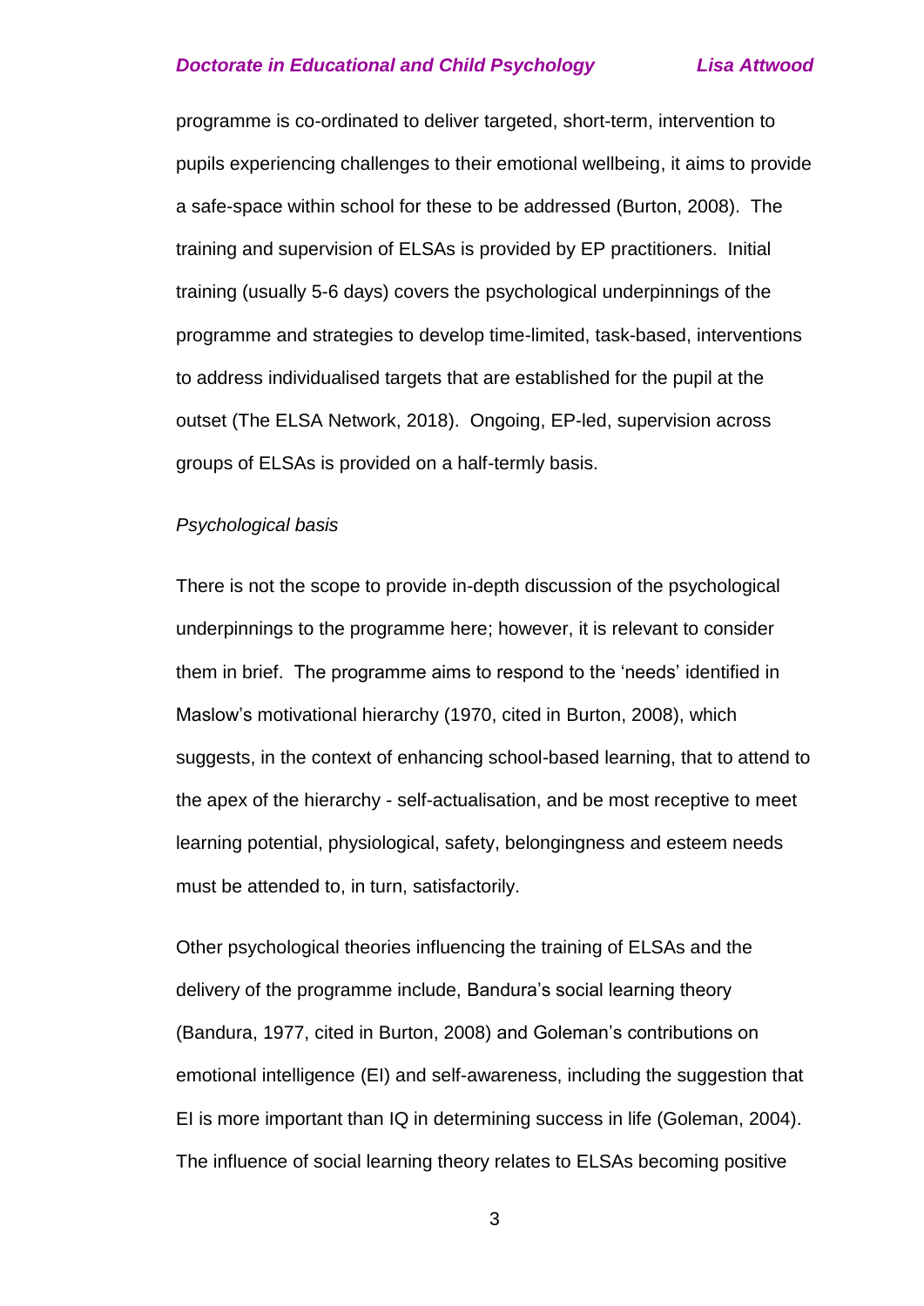programme is co-ordinated to deliver targeted, short-term, intervention to pupils experiencing challenges to their emotional wellbeing, it aims to provide a safe-space within school for these to be addressed (Burton, 2008). The training and supervision of ELSAs is provided by EP practitioners. Initial training (usually 5-6 days) covers the psychological underpinnings of the programme and strategies to develop time-limited, task-based, interventions to address individualised targets that are established for the pupil at the outset (The ELSA Network, 2018). Ongoing, EP-led, supervision across groups of ELSAs is provided on a half-termly basis.

*Psychological basis*

There is not the scope to provide in-depth discussion of the psychological underpinnings to the programme here; however, it is relevant to consider them in brief. The programme aims to respond to the 'needs' identified in Maslow's motivational hierarchy (1970, cited in Burton, 2008), which suggests, in the context of enhancing school-based learning, that to attend to the apex of the hierarchy - self-actualisation, and be most receptive to meet learning potential, physiological, safety, belongingness and esteem needs must be attended to, in turn, satisfactorily.

Other psychological theories influencing the training of ELSAs and the delivery of the programme include, Bandura's social learning theory (Bandura, 1977, cited in Burton, 2008) and Goleman's contributions on emotional intelligence (EI) and self-awareness, including the suggestion that EI is more important than IQ in determining success in life (Goleman, 2004). The influence of social learning theory relates to ELSAs becoming positive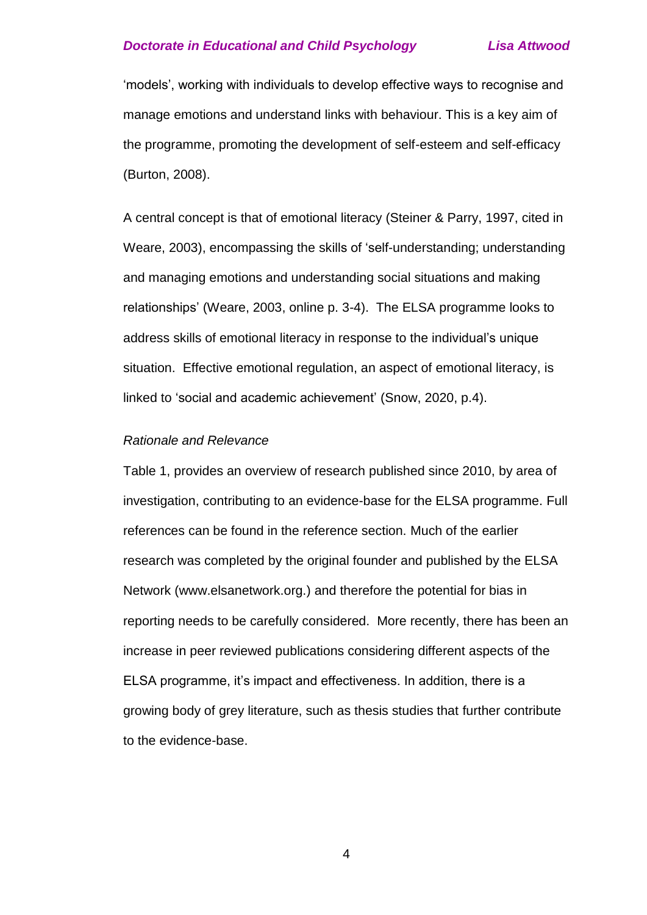'models', working with individuals to develop effective ways to recognise and manage emotions and understand links with behaviour. This is a key aim of the programme, promoting the development of self-esteem and self-efficacy (Burton, 2008).

A central concept is that of emotional literacy (Steiner & Parry, 1997, cited in Weare, 2003), encompassing the skills of 'self-understanding; understanding and managing emotions and understanding social situations and making relationships' (Weare, 2003, online p. 3-4). The ELSA programme looks to address skills of emotional literacy in response to the individual's unique situation. Effective emotional regulation, an aspect of emotional literacy, is linked to 'social and academic achievement' (Snow, 2020, p.4).

*Rationale and Relevance*

Table 1, provides an overview of research published since 2010, by area of investigation, contributing to an evidence-base for the ELSA programme. Full references can be found in the reference section. Much of the earlier research was completed by the original founder and published by the ELSA Network (www.elsanetwork.org.) and therefore the potential for bias in reporting needs to be carefully considered. More recently, there has been an increase in peer reviewed publications considering different aspects of the ELSA programme, it's impact and effectiveness. In addition, there is a growing body of grey literature, such as thesis studies that further contribute to the evidence-base.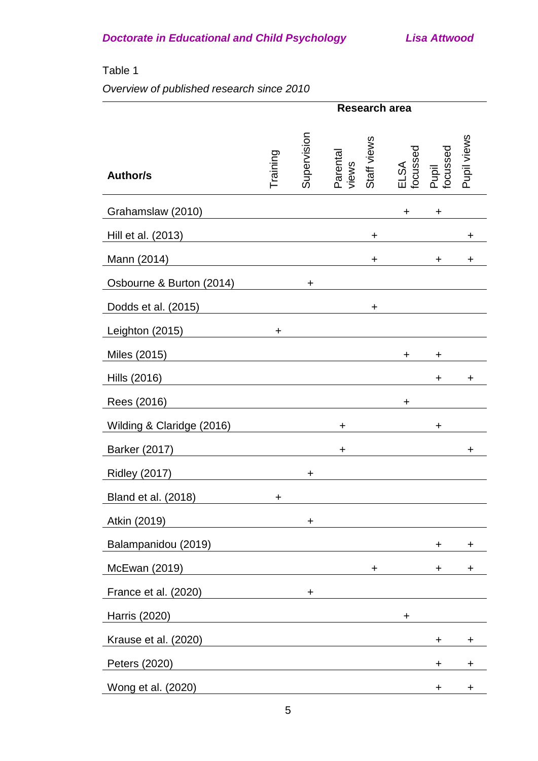Table 1

*Overview of published research since 2010*

| | Research area | | | | | | |
|---|---|---|---|---|---|---|---|
| **Author/s** | Training | Supervision | Parental views | Staff views | ELSA focussed | Pupil focussed | Pupil views |
| Grahamslaw (2010) | | | | | + | + | |
| Hill et al. (2013) | | | | + | | | + |
| Mann (2014) | | | | + | | + | + |
| Osbourne & Burton (2014) | | + | | | | | |
| Dodds et al. (2015) | | | | + | | | |
| Leighton (2015) | + | | | | | | |
| Miles (2015) | | | | | + | + | |
| Hills (2016) | | | | | | + | + |
| Rees (2016) | | | | | + | | |
| Wilding & Claridge (2016) | | | + | | | + | |
| Barker (2017) | | | + | | | | + |
| Ridley (2017) | | + | | | | | |
| Bland et al. (2018) | + | | | | | | |
| Atkin (2019) | | + | | | | | |
| Balampanidou (2019) | | | | | | + | + |
| McEwan (2019) | | | | + | | + | + |
| France et al. (2020) | | + | | | | | |
| Harris (2020) | | | | | + | | |
| Krause et al. (2020) | | | | | | + | + |
| Peters (2020) | | | | | | + | + |
| Wong et al. (2020) | | | | | | + | + |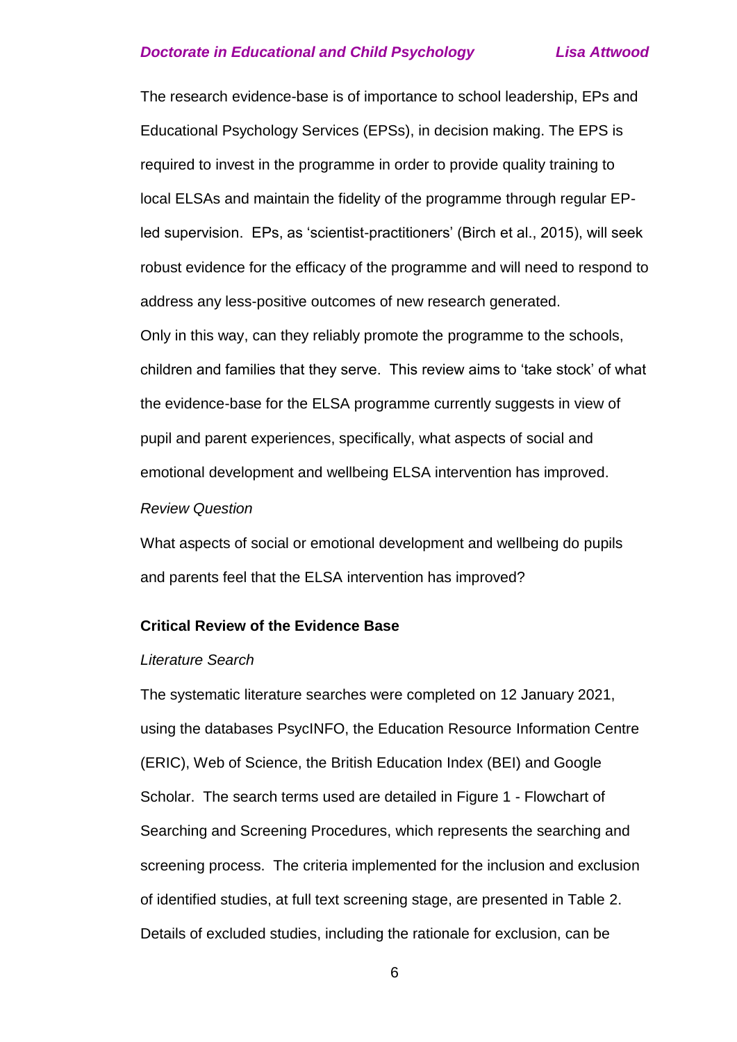The research evidence-base is of importance to school leadership, EPs and Educational Psychology Services (EPSs), in decision making. The EPS is required to invest in the programme in order to provide quality training to local ELSAs and maintain the fidelity of the programme through regular EP-led supervision. EPs, as 'scientist-practitioners' (Birch et al., 2015), will seek robust evidence for the efficacy of the programme and will need to respond to address any less-positive outcomes of new research generated.

Only in this way, can they reliably promote the programme to the schools, children and families that they serve. This review aims to 'take stock' of what the evidence-base for the ELSA programme currently suggests in view of pupil and parent experiences, specifically, what aspects of social and emotional development and wellbeing ELSA intervention has improved.

*Review Question*

What aspects of social or emotional development and wellbeing do pupils and parents feel that the ELSA intervention has improved?

## Critical Review of the Evidence Base

*Literature Search*

The systematic literature searches were completed on 12 January 2021, using the databases PsycINFO, the Education Resource Information Centre (ERIC), Web of Science, the British Education Index (BEI) and Google Scholar. The search terms used are detailed in Figure 1 - Flowchart of Searching and Screening Procedures, which represents the searching and screening process. The criteria implemented for the inclusion and exclusion of identified studies, at full text screening stage, are presented in Table 2. Details of excluded studies, including the rationale for exclusion, can be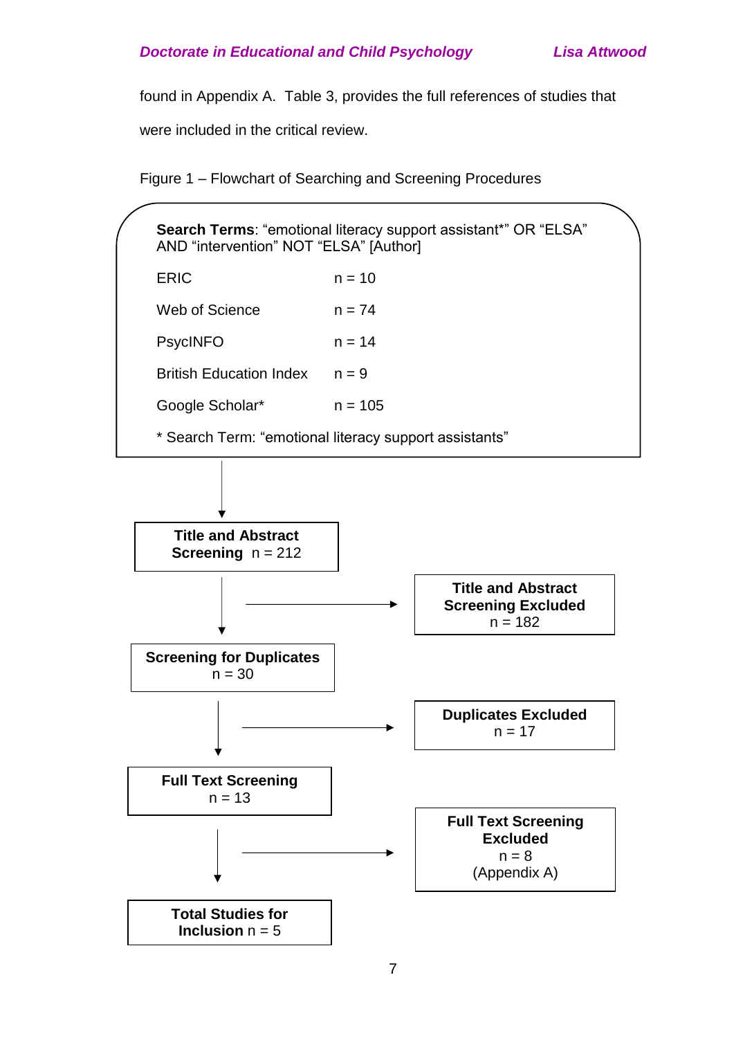found in Appendix A. Table 3, provides the full references of studies that were included in the critical review.

Figure 1 – Flowchart of Searching and Screening Procedures

**Search Terms**: "emotional literacy support assistant*" OR "ELSA" AND "intervention" NOT "ELSA" [Author]

| Database | n |
|---|---|
| ERIC | n = 10 |
| Web of Science | n = 74 |
| PsycINFO | n = 14 |
| British Education Index | n = 9 |
| Google Scholar* | n = 105 |

\* Search Term: "emotional literacy support assistants"

↓

**Title and Abstract Screening** n = 212

→ **Title and Abstract Screening Excluded** n = 182

↓

**Screening for Duplicates** n = 30

→ **Duplicates Excluded** n = 17

↓

**Full Text Screening** n = 13

→ **Full Text Screening Excluded** n = 8 (Appendix A)

↓

**Total Studies for Inclusion** n = 5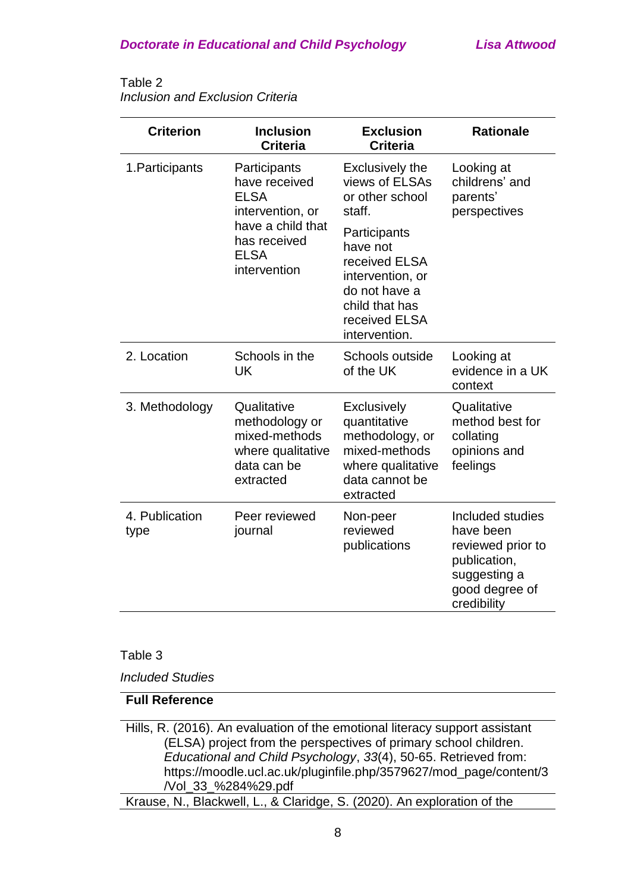Table 2

*Inclusion and Exclusion Criteria*

| Criterion | Inclusion Criteria | Exclusion Criteria | Rationale |
|---|---|---|---|
| 1.Participants | Participants have received ELSA intervention, or have a child that has received ELSA intervention | Exclusively the views of ELSAs or other school staff. Participants have not received ELSA intervention, or do not have a child that has received ELSA intervention. | Looking at childrens' and parents' perspectives |
| 2. Location | Schools in the UK | Schools outside of the UK | Looking at evidence in a UK context |
| 3. Methodology | Qualitative methodology or mixed-methods where qualitative data can be extracted | Exclusively quantitative methodology, or mixed-methods where qualitative data cannot be extracted | Qualitative method best for collating opinions and feelings |
| 4. Publication type | Peer reviewed journal | Non-peer reviewed publications | Included studies have been reviewed prior to publication, suggesting a good degree of credibility |

Table 3

*Included Studies*

| **Full Reference** |
|---|
| Hills, R. (2016). An evaluation of the emotional literacy support assistant (ELSA) project from the perspectives of primary school children. *Educational and Child Psychology*, *33*(4), 50-65. Retrieved from: https://moodle.ucl.ac.uk/pluginfile.php/3579627/mod_page/content/3/Vol_33_%284%29.pdf |
| Krause, N., Blackwell, L., & Claridge, S. (2020). An exploration of the |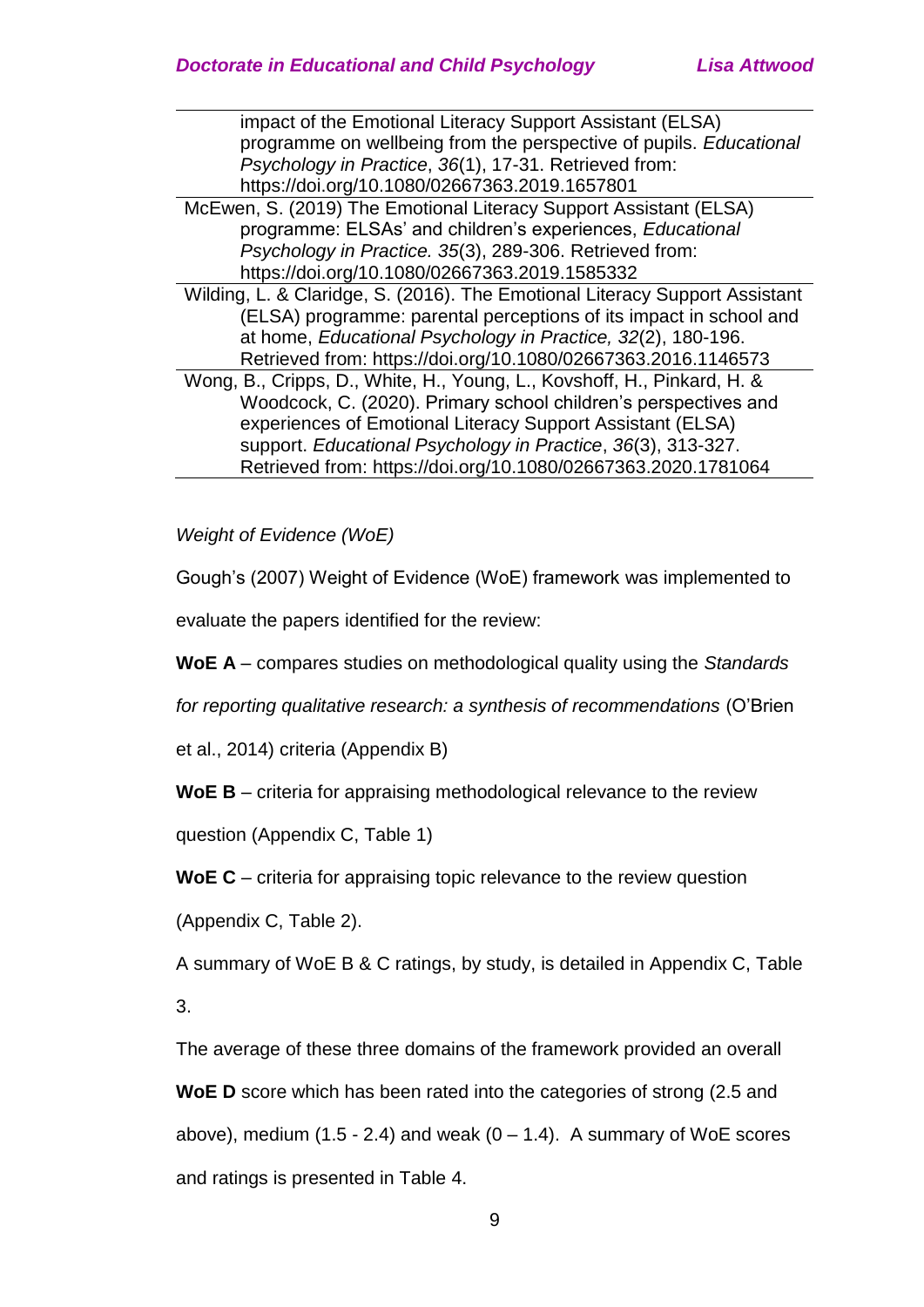| |
|---|
| impact of the Emotional Literacy Support Assistant (ELSA) programme on wellbeing from the perspective of pupils. *Educational Psychology in Practice*, *36*(1), 17-31. Retrieved from: https://doi.org/10.1080/02667363.2019.1657801 |
| McEwen, S. (2019) The Emotional Literacy Support Assistant (ELSA) programme: ELSAs' and children's experiences, *Educational Psychology in Practice. 35*(3), 289-306. Retrieved from: https://doi.org/10.1080/02667363.2019.1585332 |
| Wilding, L. & Claridge, S. (2016). The Emotional Literacy Support Assistant (ELSA) programme: parental perceptions of its impact in school and at home, *Educational Psychology in Practice, 32*(2), 180-196. Retrieved from: https://doi.org/10.1080/02667363.2016.1146573 |
| Wong, B., Cripps, D., White, H., Young, L., Kovshoff, H., Pinkard, H. & Woodcock, C. (2020). Primary school children's perspectives and experiences of Emotional Literacy Support Assistant (ELSA) support. *Educational Psychology in Practice*, *36*(3), 313-327. Retrieved from: https://doi.org/10.1080/02667363.2020.1781064 |

*Weight of Evidence (WoE)*

Gough's (2007) Weight of Evidence (WoE) framework was implemented to evaluate the papers identified for the review:

**WoE A** – compares studies on methodological quality using the *Standards for reporting qualitative research: a synthesis of recommendations* (O'Brien et al., 2014) criteria (Appendix B)

**WoE B** – criteria for appraising methodological relevance to the review question (Appendix C, Table 1)

**WoE C** – criteria for appraising topic relevance to the review question (Appendix C, Table 2).

A summary of WoE B & C ratings, by study, is detailed in Appendix C, Table 3.

The average of these three domains of the framework provided an overall **WoE D** score which has been rated into the categories of strong (2.5 and above), medium (1.5 - 2.4) and weak (0 – 1.4). A summary of WoE scores and ratings is presented in Table 4.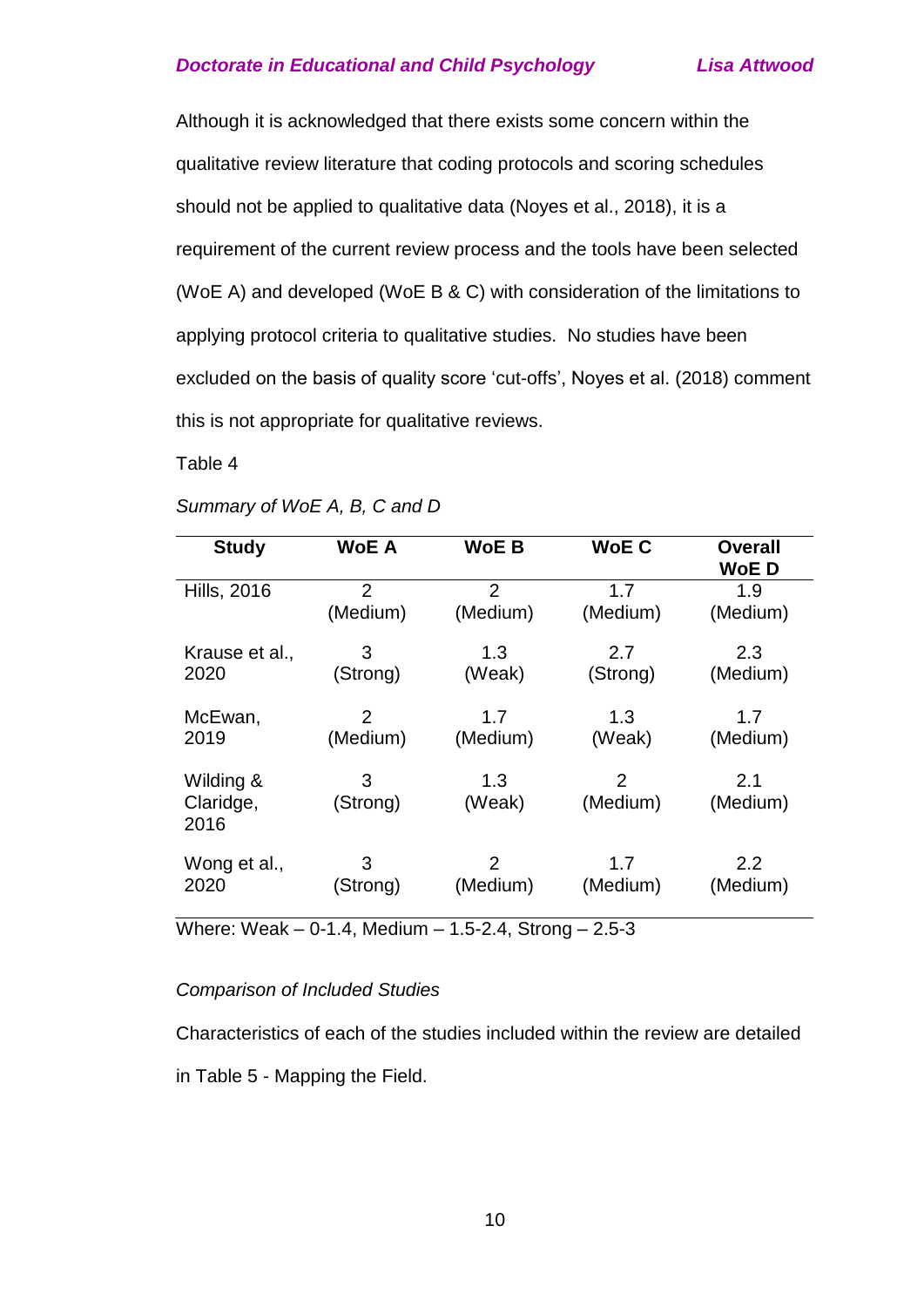Although it is acknowledged that there exists some concern within the qualitative review literature that coding protocols and scoring schedules should not be applied to qualitative data (Noyes et al., 2018), it is a requirement of the current review process and the tools have been selected (WoE A) and developed (WoE B & C) with consideration of the limitations to applying protocol criteria to qualitative studies. No studies have been excluded on the basis of quality score 'cut-offs', Noyes et al. (2018) comment this is not appropriate for qualitative reviews.

Table 4

*Summary of WoE A, B, C and D*

| **Study** | **WoE A** | **WoE B** | **WoE C** | **Overall WoE D** |
|---|---|---|---|---|
| Hills, 2016 | 2 (Medium) | 2 (Medium) | 1.7 (Medium) | 1.9 (Medium) |
| Krause et al., 2020 | 3 (Strong) | 1.3 (Weak) | 2.7 (Strong) | 2.3 (Medium) |
| McEwan, 2019 | 2 (Medium) | 1.7 (Medium) | 1.3 (Weak) | 1.7 (Medium) |
| Wilding & Claridge, 2016 | 3 (Strong) | 1.3 (Weak) | 2 (Medium) | 2.1 (Medium) |
| Wong et al., 2020 | 3 (Strong) | 2 (Medium) | 1.7 (Medium) | 2.2 (Medium) |

Where: Weak – 0-1.4, Medium – 1.5-2.4, Strong – 2.5-3

*Comparison of Included Studies*

Characteristics of each of the studies included within the review are detailed in Table 5 - Mapping the Field.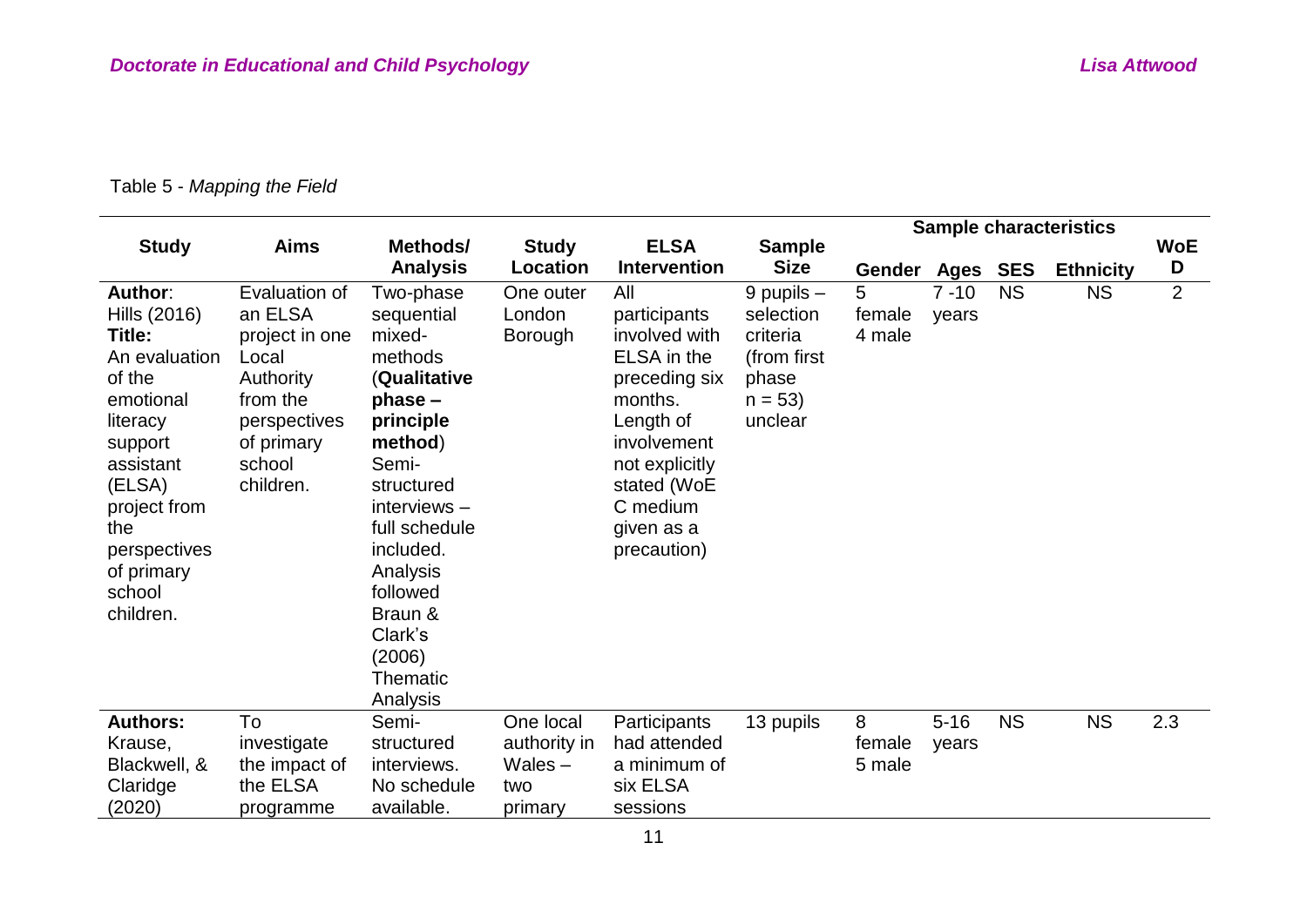Table 5 - *Mapping the Field*

| Study | Aims | Methods/ Analysis | Study Location | ELSA Intervention | Sample Size | Sample characteristics | | | | WoE D |
|---|---|---|---|---|---|---|---|---|---|---|
| | | | | | | Gender | Ages | SES | Ethnicity | |
| **Author**: Hills (2016) **Title:** An evaluation of the emotional literacy support assistant (ELSA) project from the perspectives of primary school children. | Evaluation of an ELSA project in one Local Authority from the perspectives of primary school children. | Two-phase sequential mixed-methods (**Qualitative phase – principle method**) Semi-structured interviews – full schedule included. Analysis followed Braun & Clark's (2006) Thematic Analysis | One outer London Borough | All participants involved with ELSA in the preceding six months. Length of involvement not explicitly stated (WoE C medium given as a precaution) | 9 pupils – selection criteria (from first phase n = 53) unclear | 5 female 4 male | 7 -10 years | NS | NS | 2 |
| **Authors:** Krause, Blackwell, & Claridge (2020) | To investigate the impact of the ELSA programme | Semi-structured interviews. No schedule available. | One local authority in Wales – two primary | Participants had attended a minimum of six ELSA sessions | 13 pupils | 8 female 5 male | 5-16 years | NS | NS | 2.3 |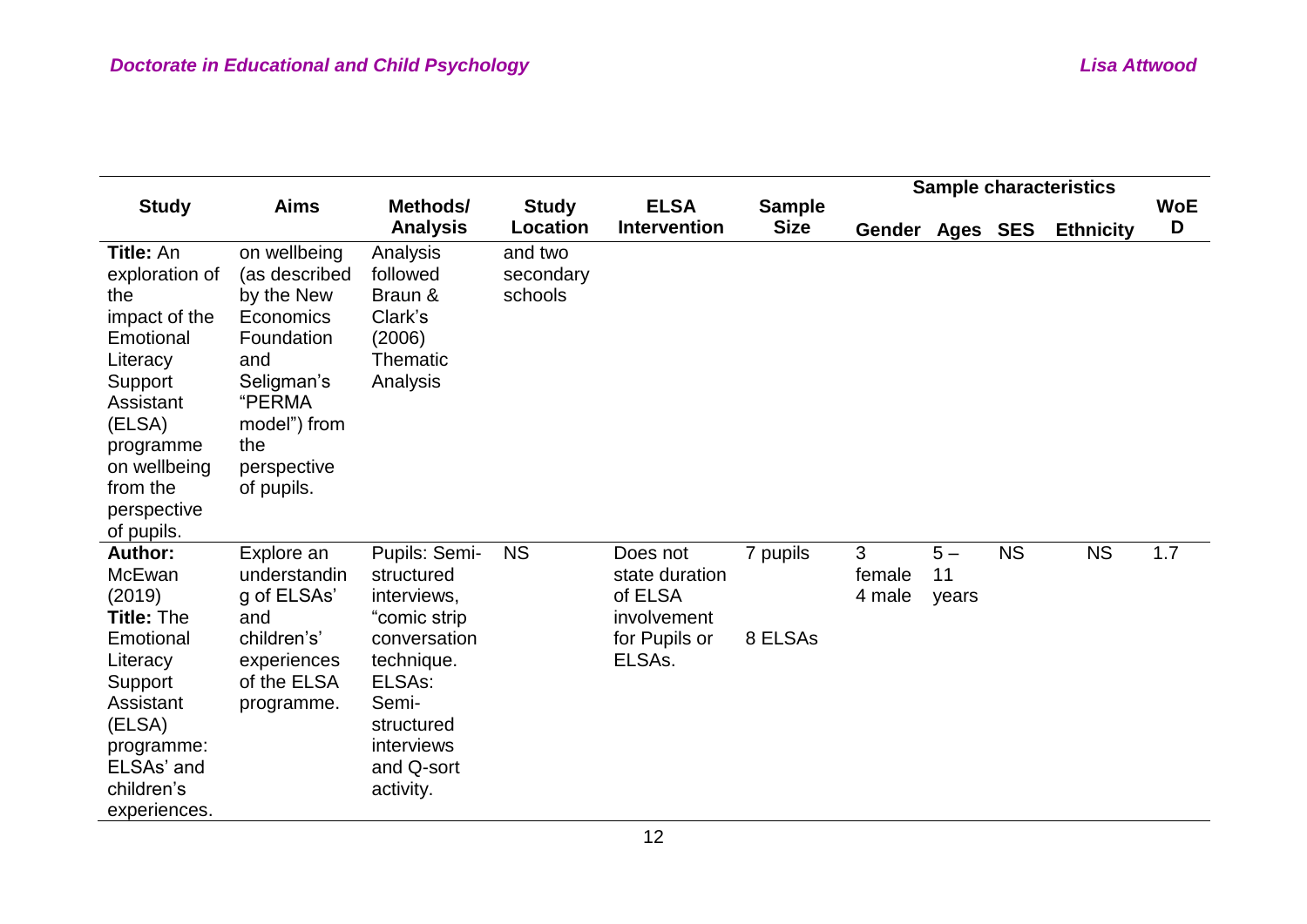| Study | Aims | Methods/ Analysis | Study Location | ELSA Intervention | Sample Size | Sample characteristics | | | | WoE D |
|---|---|---|---|---|---|---|---|---|---|---|
| | | | | | | Gender | Ages | SES | Ethnicity | |
| **Title:** An exploration of the impact of the Emotional Literacy Support Assistant (ELSA) programme on wellbeing from the perspective of pupils. | on wellbeing (as described by the New Economics Foundation and Seligman's "PERMA model") from the perspective of pupils. | Analysis followed Braun & Clark's (2006) Thematic Analysis | and two secondary schools | | | | | | | |
| **Author:** McEwan (2019) **Title:** The Emotional Literacy Support Assistant (ELSA) programme: ELSAs' and children's experiences. | Explore an understanding of ELSAs' and children's' experiences of the ELSA programme. | Pupils: Semi-structured interviews, "comic strip conversation technique. ELSAs: Semi-structured interviews and Q-sort activity. | NS | Does not state duration of ELSA involvement for Pupils or ELSAs. | 7 pupils 8 ELSAs | 3 female 4 male | 5 – 11 years | NS | NS | 1.7 |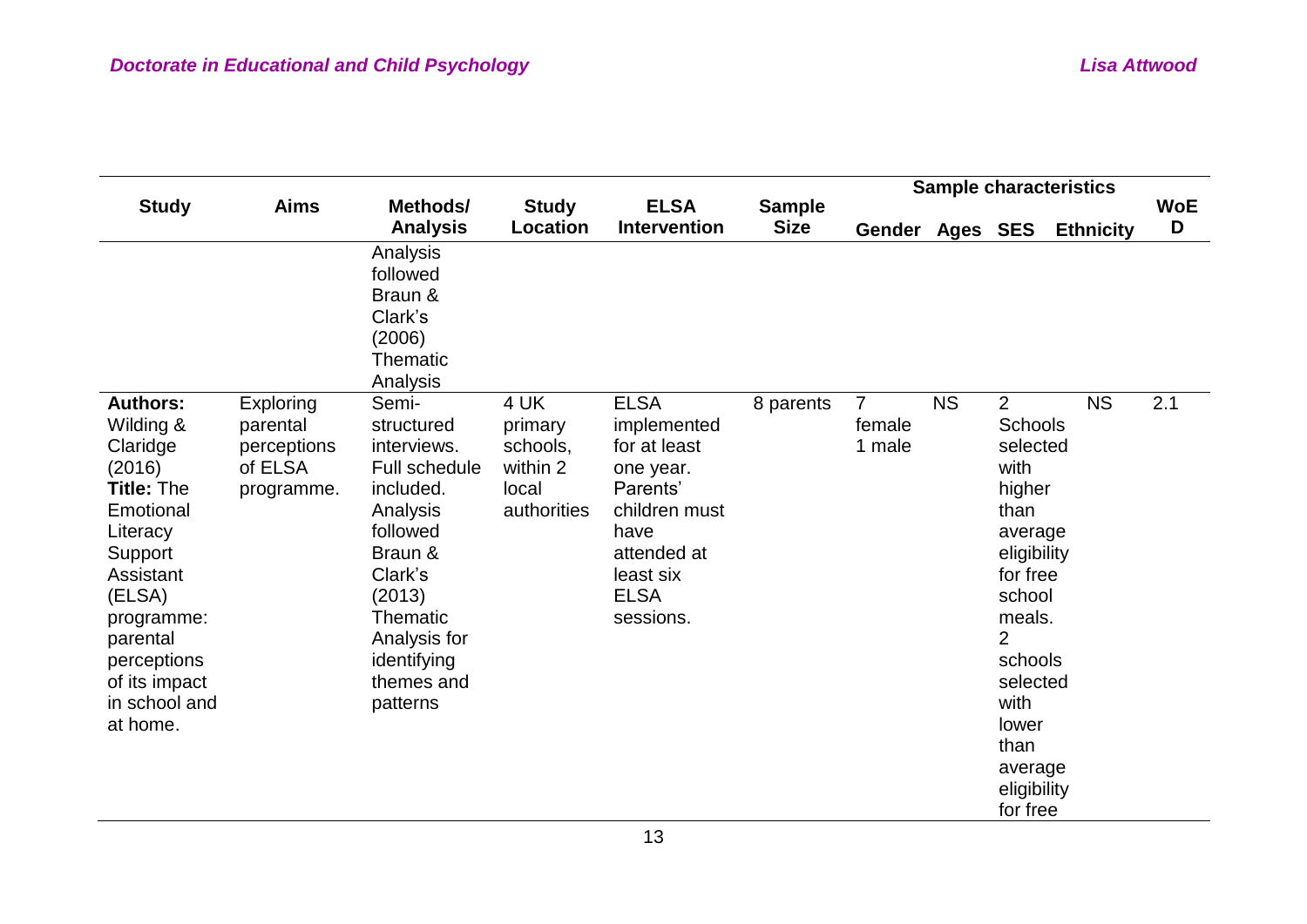| Study | Aims | Methods/ Analysis | Study Location | ELSA Intervention | Sample Size | Sample characteristics | | | | WoE D |
|---|---|---|---|---|---|---|---|---|---|---|
| | | | | | | Gender | Ages | SES | Ethnicity | |
| | | Analysis followed Braun & Clark's (2006) Thematic Analysis | | | | | | | | |
| **Authors:** Wilding & Claridge (2016) **Title:** The Emotional Literacy Support Assistant (ELSA) programme: parental perceptions of its impact in school and at home. | Exploring parental perceptions of ELSA programme. | Semi-structured interviews. Full schedule included. Analysis followed Braun & Clark's (2013) Thematic Analysis for identifying themes and patterns | 4 UK primary schools, within 2 local authorities | ELSA implemented for at least one year. Parents' children must have attended at least six ELSA sessions. | 8 parents | 7 female 1 male | NS | 2 Schools selected with higher than average eligibility for free school meals. 2 schools selected with lower than average eligibility for free | NS | 2.1 |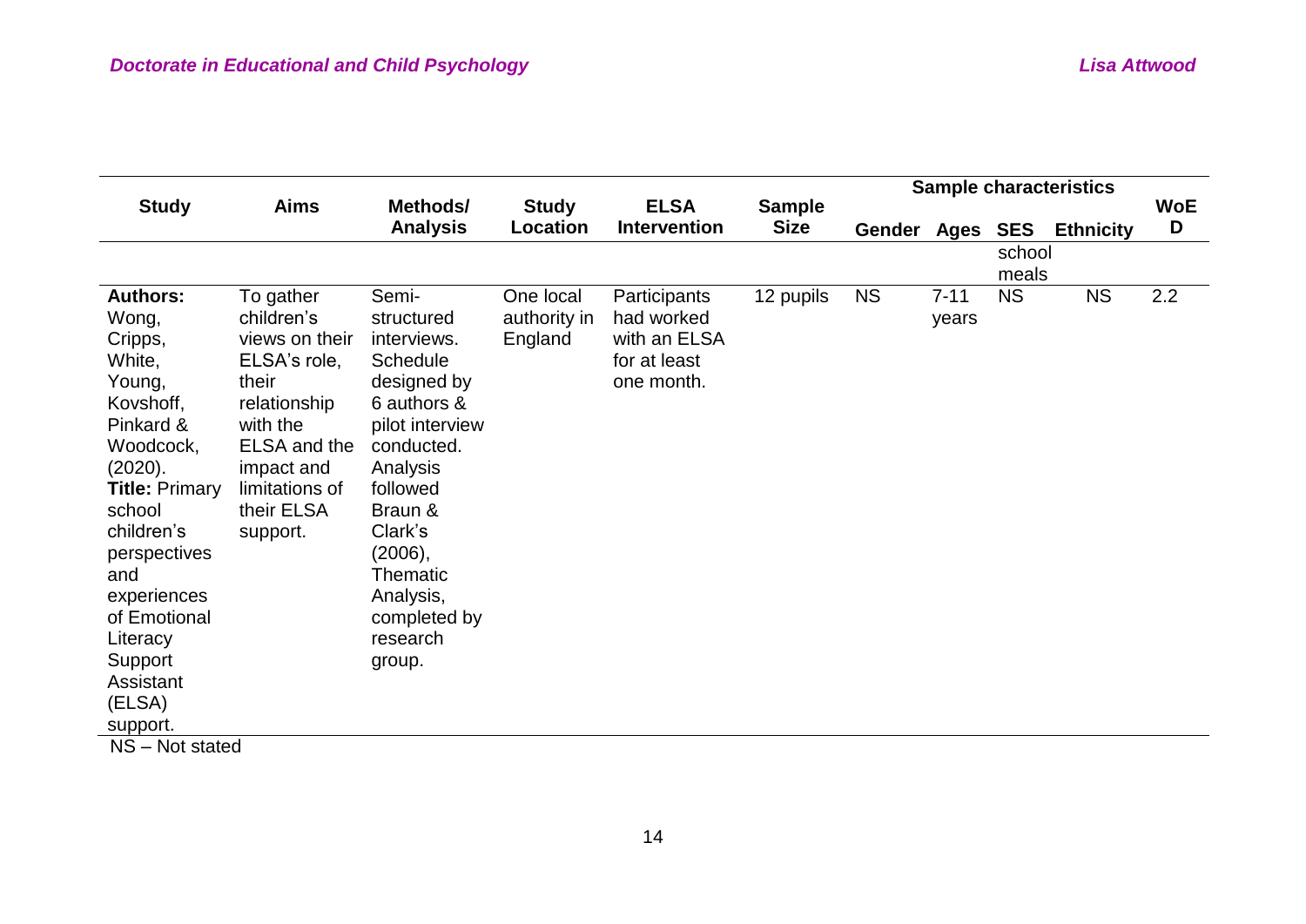| Study | Aims | Methods/ Analysis | Study Location | ELSA Intervention | Sample Size | Sample characteristics | | | | WoE D |
|---|---|---|---|---|---|---|---|---|---|---|
| | | | | | | Gender | Ages | SES school meals | Ethnicity | |
| **Authors:** Wong, Cripps, White, Young, Kovshoff, Pinkard & Woodcock, (2020). **Title:** Primary school children's perspectives and experiences of Emotional Literacy Support Assistant (ELSA) support. | To gather children's views on their ELSA's role, their relationship with the ELSA and the impact and limitations of their ELSA support. | Semi-structured interviews. Schedule designed by 6 authors & pilot interview conducted. Analysis followed Braun & Clark's (2006), Thematic Analysis, completed by research group. | One local authority in England | Participants had worked with an ELSA for at least one month. | 12 pupils | NS | 7-11 years | NS | NS | 2.2 |

NS – Not stated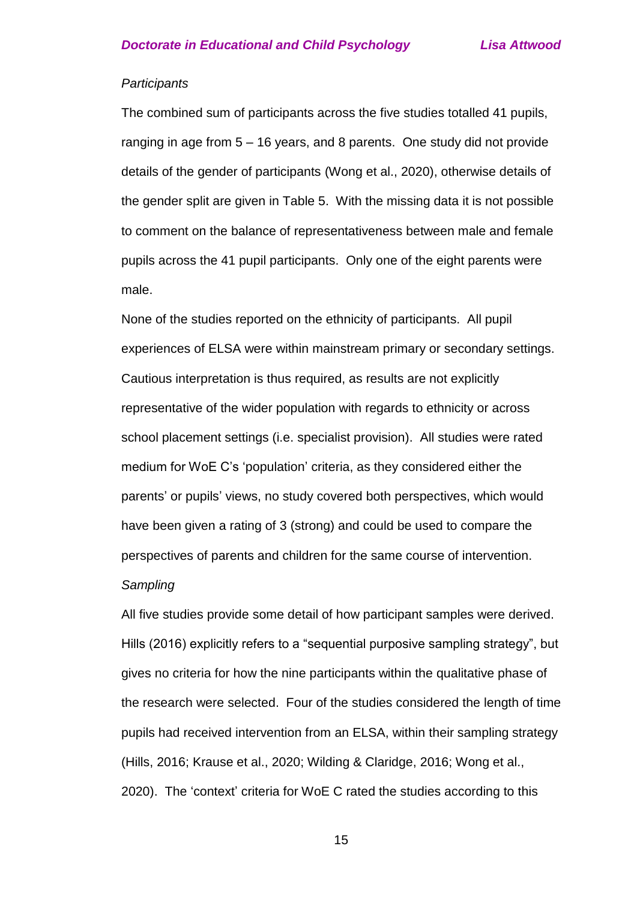*Participants*

The combined sum of participants across the five studies totalled 41 pupils, ranging in age from 5 – 16 years, and 8 parents. One study did not provide details of the gender of participants (Wong et al., 2020), otherwise details of the gender split are given in Table 5. With the missing data it is not possible to comment on the balance of representativeness between male and female pupils across the 41 pupil participants. Only one of the eight parents were male.

None of the studies reported on the ethnicity of participants. All pupil experiences of ELSA were within mainstream primary or secondary settings. Cautious interpretation is thus required, as results are not explicitly representative of the wider population with regards to ethnicity or across school placement settings (i.e. specialist provision). All studies were rated medium for WoE C's 'population' criteria, as they considered either the parents' or pupils' views, no study covered both perspectives, which would have been given a rating of 3 (strong) and could be used to compare the perspectives of parents and children for the same course of intervention.

*Sampling*

All five studies provide some detail of how participant samples were derived. Hills (2016) explicitly refers to a "sequential purposive sampling strategy", but gives no criteria for how the nine participants within the qualitative phase of the research were selected. Four of the studies considered the length of time pupils had received intervention from an ELSA, within their sampling strategy (Hills, 2016; Krause et al., 2020; Wilding & Claridge, 2016; Wong et al., 2020). The 'context' criteria for WoE C rated the studies according to this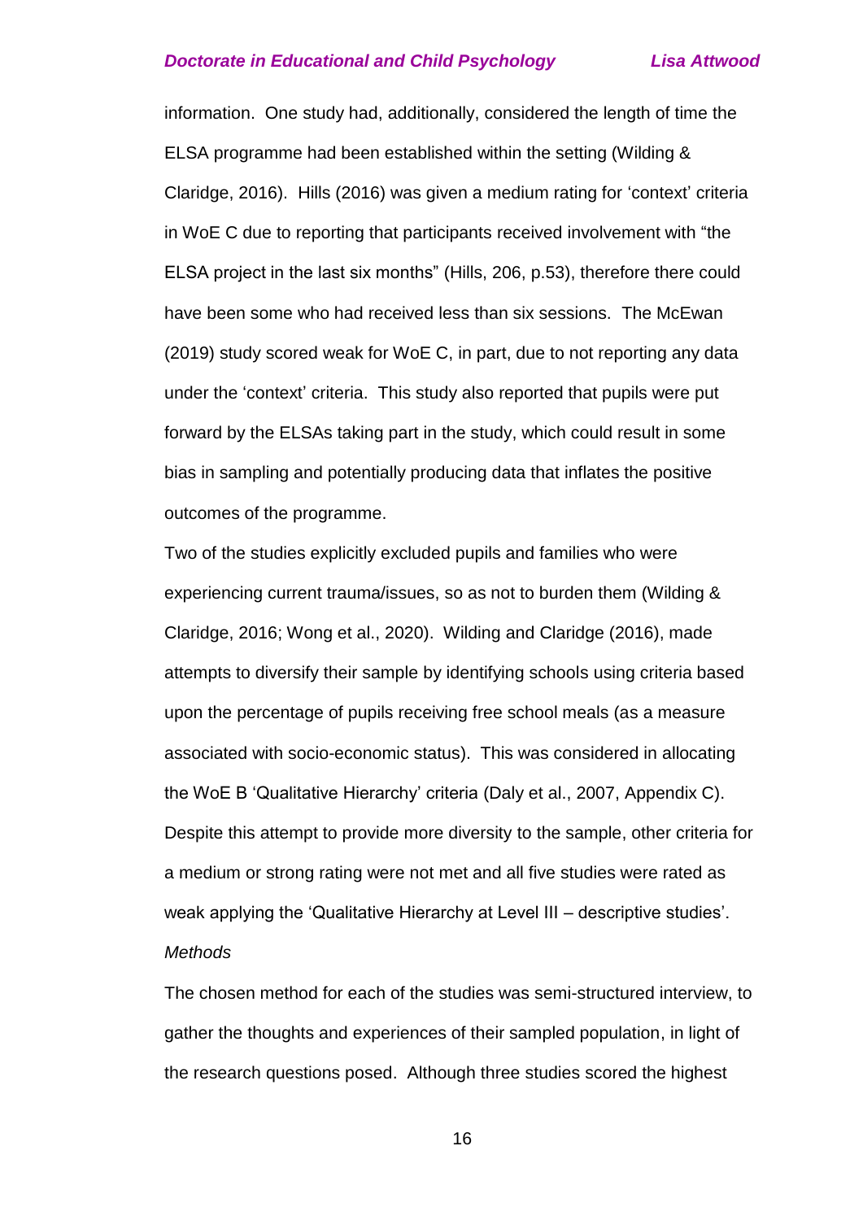information. One study had, additionally, considered the length of time the ELSA programme had been established within the setting (Wilding & Claridge, 2016). Hills (2016) was given a medium rating for 'context' criteria in WoE C due to reporting that participants received involvement with "the ELSA project in the last six months" (Hills, 206, p.53), therefore there could have been some who had received less than six sessions. The McEwan (2019) study scored weak for WoE C, in part, due to not reporting any data under the 'context' criteria. This study also reported that pupils were put forward by the ELSAs taking part in the study, which could result in some bias in sampling and potentially producing data that inflates the positive outcomes of the programme.

Two of the studies explicitly excluded pupils and families who were experiencing current trauma/issues, so as not to burden them (Wilding & Claridge, 2016; Wong et al., 2020). Wilding and Claridge (2016), made attempts to diversify their sample by identifying schools using criteria based upon the percentage of pupils receiving free school meals (as a measure associated with socio-economic status). This was considered in allocating the WoE B 'Qualitative Hierarchy' criteria (Daly et al., 2007, Appendix C). Despite this attempt to provide more diversity to the sample, other criteria for a medium or strong rating were not met and all five studies were rated as weak applying the 'Qualitative Hierarchy at Level III – descriptive studies'.

*Methods*

The chosen method for each of the studies was semi-structured interview, to gather the thoughts and experiences of their sampled population, in light of the research questions posed. Although three studies scored the highest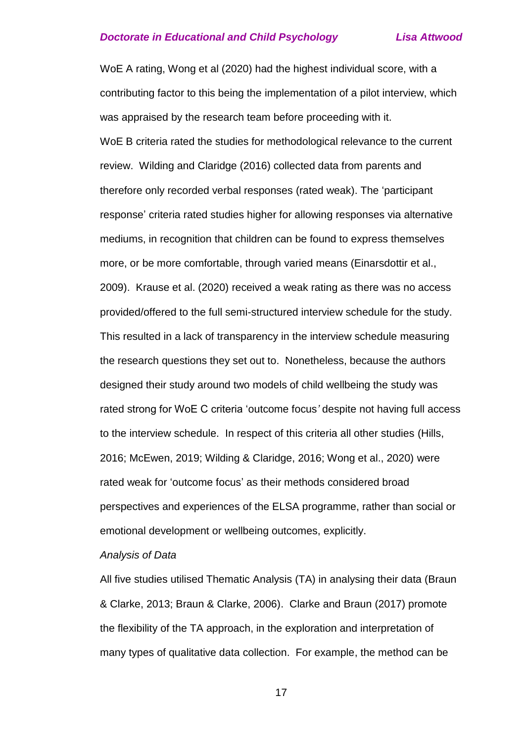WoE A rating, Wong et al (2020) had the highest individual score, with a contributing factor to this being the implementation of a pilot interview, which was appraised by the research team before proceeding with it.

WoE B criteria rated the studies for methodological relevance to the current review. Wilding and Claridge (2016) collected data from parents and therefore only recorded verbal responses (rated weak). The 'participant response' criteria rated studies higher for allowing responses via alternative mediums, in recognition that children can be found to express themselves more, or be more comfortable, through varied means (Einarsdottir et al., 2009). Krause et al. (2020) received a weak rating as there was no access provided/offered to the full semi-structured interview schedule for the study. This resulted in a lack of transparency in the interview schedule measuring the research questions they set out to. Nonetheless, because the authors designed their study around two models of child wellbeing the study was rated strong for WoE C criteria 'outcome focus*'* despite not having full access to the interview schedule. In respect of this criteria all other studies (Hills, 2016; McEwen, 2019; Wilding & Claridge, 2016; Wong et al., 2020) were rated weak for 'outcome focus' as their methods considered broad perspectives and experiences of the ELSA programme, rather than social or emotional development or wellbeing outcomes, explicitly.

*Analysis of Data*

All five studies utilised Thematic Analysis (TA) in analysing their data (Braun & Clarke, 2013; Braun & Clarke, 2006). Clarke and Braun (2017) promote the flexibility of the TA approach, in the exploration and interpretation of many types of qualitative data collection. For example, the method can be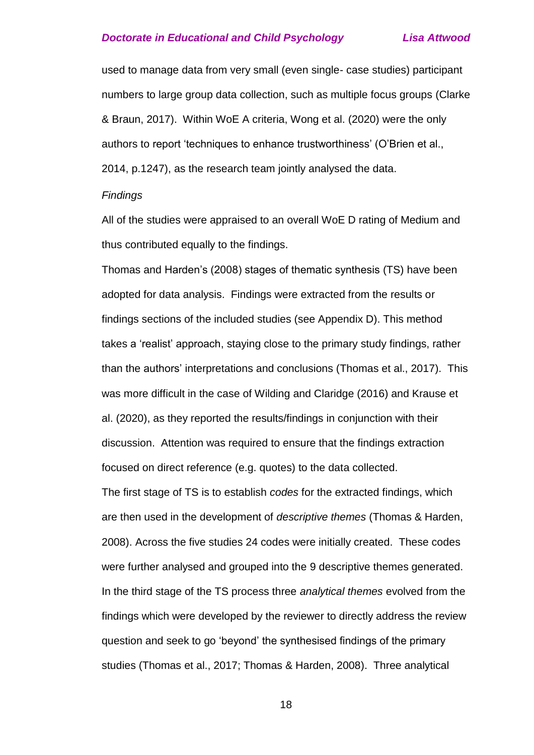used to manage data from very small (even single- case studies) participant numbers to large group data collection, such as multiple focus groups (Clarke & Braun, 2017). Within WoE A criteria, Wong et al. (2020) were the only authors to report 'techniques to enhance trustworthiness' (O'Brien et al., 2014, p.1247), as the research team jointly analysed the data.

*Findings*

All of the studies were appraised to an overall WoE D rating of Medium and thus contributed equally to the findings.

Thomas and Harden's (2008) stages of thematic synthesis (TS) have been adopted for data analysis. Findings were extracted from the results or findings sections of the included studies (see Appendix D). This method takes a 'realist' approach, staying close to the primary study findings, rather than the authors' interpretations and conclusions (Thomas et al., 2017). This was more difficult in the case of Wilding and Claridge (2016) and Krause et al. (2020), as they reported the results/findings in conjunction with their discussion. Attention was required to ensure that the findings extraction focused on direct reference (e.g. quotes) to the data collected.

The first stage of TS is to establish *codes* for the extracted findings, which are then used in the development of *descriptive themes* (Thomas & Harden, 2008). Across the five studies 24 codes were initially created. These codes were further analysed and grouped into the 9 descriptive themes generated. In the third stage of the TS process three *analytical themes* evolved from the findings which were developed by the reviewer to directly address the review question and seek to go 'beyond' the synthesised findings of the primary studies (Thomas et al., 2017; Thomas & Harden, 2008). Three analytical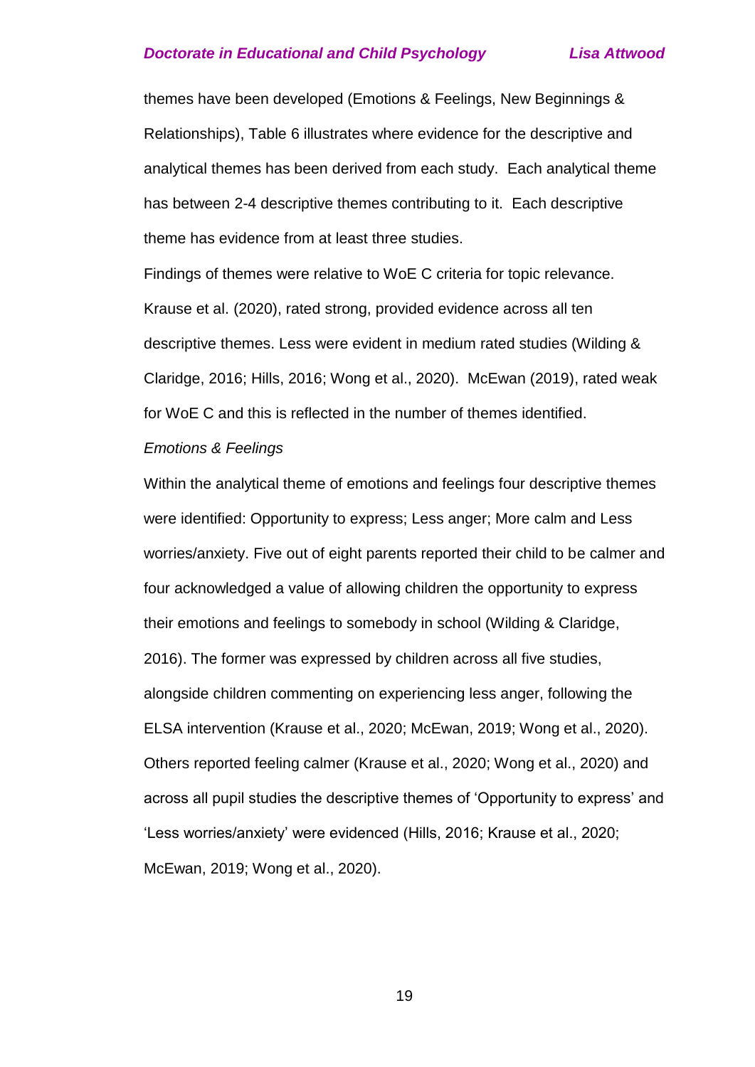themes have been developed (Emotions & Feelings, New Beginnings & Relationships), Table 6 illustrates where evidence for the descriptive and analytical themes has been derived from each study. Each analytical theme has between 2-4 descriptive themes contributing to it. Each descriptive theme has evidence from at least three studies.

Findings of themes were relative to WoE C criteria for topic relevance. Krause et al. (2020), rated strong, provided evidence across all ten descriptive themes. Less were evident in medium rated studies (Wilding & Claridge, 2016; Hills, 2016; Wong et al., 2020). McEwan (2019), rated weak for WoE C and this is reflected in the number of themes identified.

*Emotions & Feelings*

Within the analytical theme of emotions and feelings four descriptive themes were identified: Opportunity to express; Less anger; More calm and Less worries/anxiety. Five out of eight parents reported their child to be calmer and four acknowledged a value of allowing children the opportunity to express their emotions and feelings to somebody in school (Wilding & Claridge, 2016). The former was expressed by children across all five studies, alongside children commenting on experiencing less anger, following the ELSA intervention (Krause et al., 2020; McEwan, 2019; Wong et al., 2020). Others reported feeling calmer (Krause et al., 2020; Wong et al., 2020) and across all pupil studies the descriptive themes of 'Opportunity to express' and 'Less worries/anxiety' were evidenced (Hills, 2016; Krause et al., 2020; McEwan, 2019; Wong et al., 2020).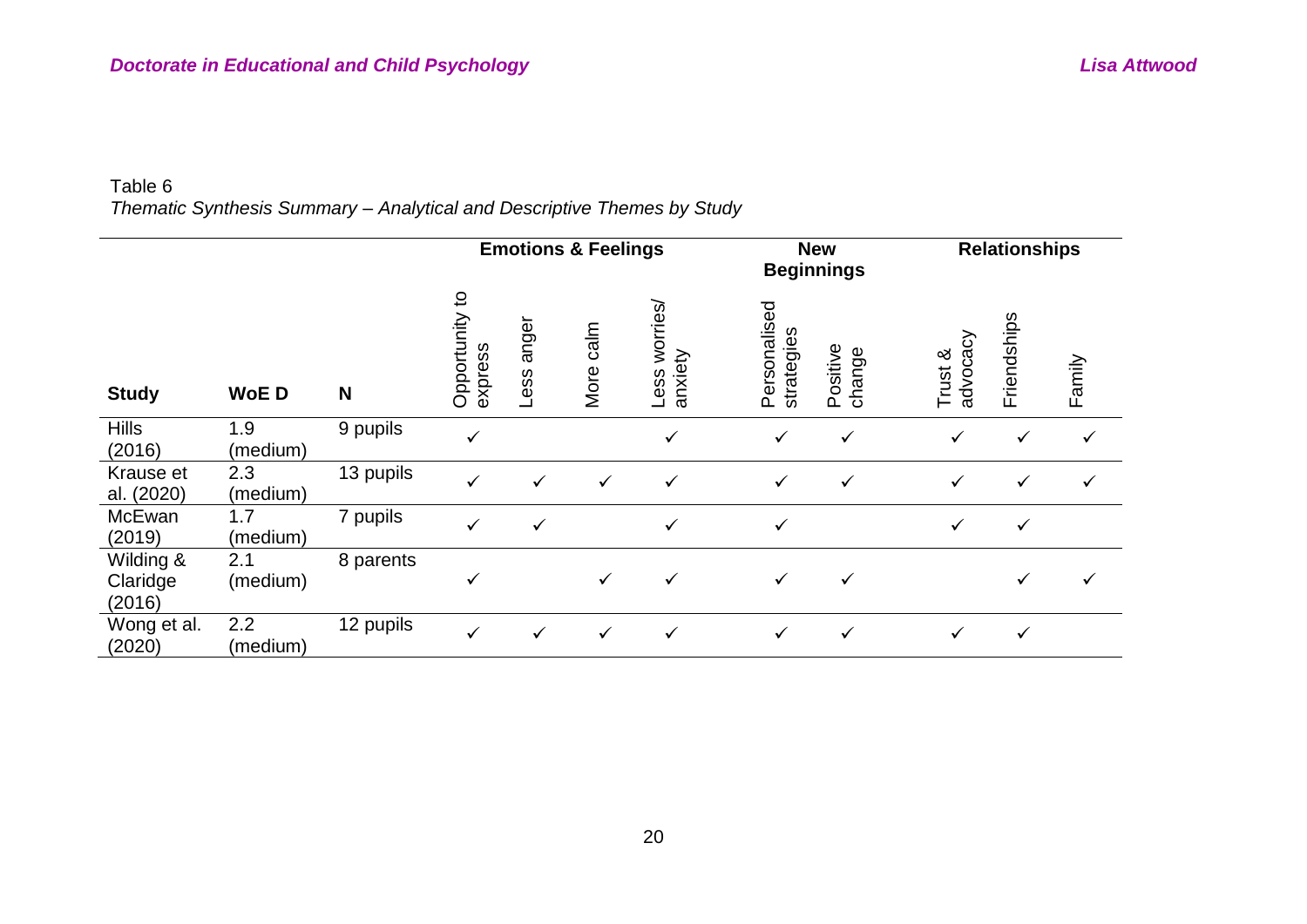Table 6
*Thematic Synthesis Summary – Analytical and Descriptive Themes by Study*

| | | | Emotions & Feelings | | | | New Beginnings | | Relationships | | |
|---|---|---|---|---|---|---|---|---|---|---|---|
| **Study** | **WoE D** | **N** | Opportunity to express | Less anger | More calm | Less worries/ anxiety | Personalised strategies | Positive change | Trust & advocacy | Friendships | Family |
| Hills (2016) | 1.9 (medium) | 9 pupils | ✓ | | | ✓ | ✓ | ✓ | ✓ | ✓ | ✓ |
| Krause et al. (2020) | 2.3 (medium) | 13 pupils | ✓ | ✓ | ✓ | ✓ | ✓ | ✓ | ✓ | ✓ | ✓ |
| McEwan (2019) | 1.7 (medium) | 7 pupils | ✓ | ✓ | | ✓ | ✓ | | ✓ | ✓ | |
| Wilding & Claridge (2016) | 2.1 (medium) | 8 parents | ✓ | | ✓ | ✓ | ✓ | ✓ | | ✓ | ✓ |
| Wong et al. (2020) | 2.2 (medium) | 12 pupils | ✓ | ✓ | ✓ | ✓ | ✓ | ✓ | ✓ | ✓ | |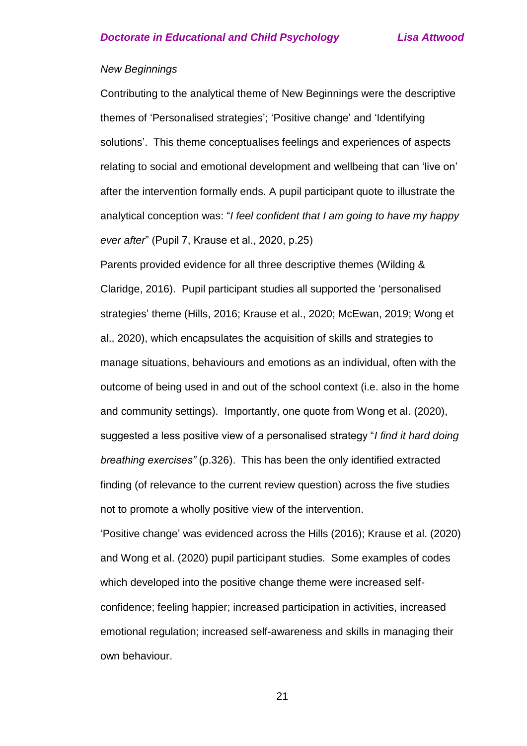*New Beginnings*

Contributing to the analytical theme of New Beginnings were the descriptive themes of 'Personalised strategies'; 'Positive change' and 'Identifying solutions'. This theme conceptualises feelings and experiences of aspects relating to social and emotional development and wellbeing that can 'live on' after the intervention formally ends. A pupil participant quote to illustrate the analytical conception was: "*I feel confident that I am going to have my happy ever after*" (Pupil 7, Krause et al., 2020, p.25)

Parents provided evidence for all three descriptive themes (Wilding & Claridge, 2016). Pupil participant studies all supported the 'personalised strategies' theme (Hills, 2016; Krause et al., 2020; McEwan, 2019; Wong et al., 2020), which encapsulates the acquisition of skills and strategies to manage situations, behaviours and emotions as an individual, often with the outcome of being used in and out of the school context (i.e. also in the home and community settings). Importantly, one quote from Wong et al. (2020), suggested a less positive view of a personalised strategy "*I find it hard doing breathing exercises"* (p.326). This has been the only identified extracted finding (of relevance to the current review question) across the five studies not to promote a wholly positive view of the intervention.

'Positive change' was evidenced across the Hills (2016); Krause et al. (2020) and Wong et al. (2020) pupil participant studies. Some examples of codes which developed into the positive change theme were increased self-confidence; feeling happier; increased participation in activities, increased emotional regulation; increased self-awareness and skills in managing their own behaviour.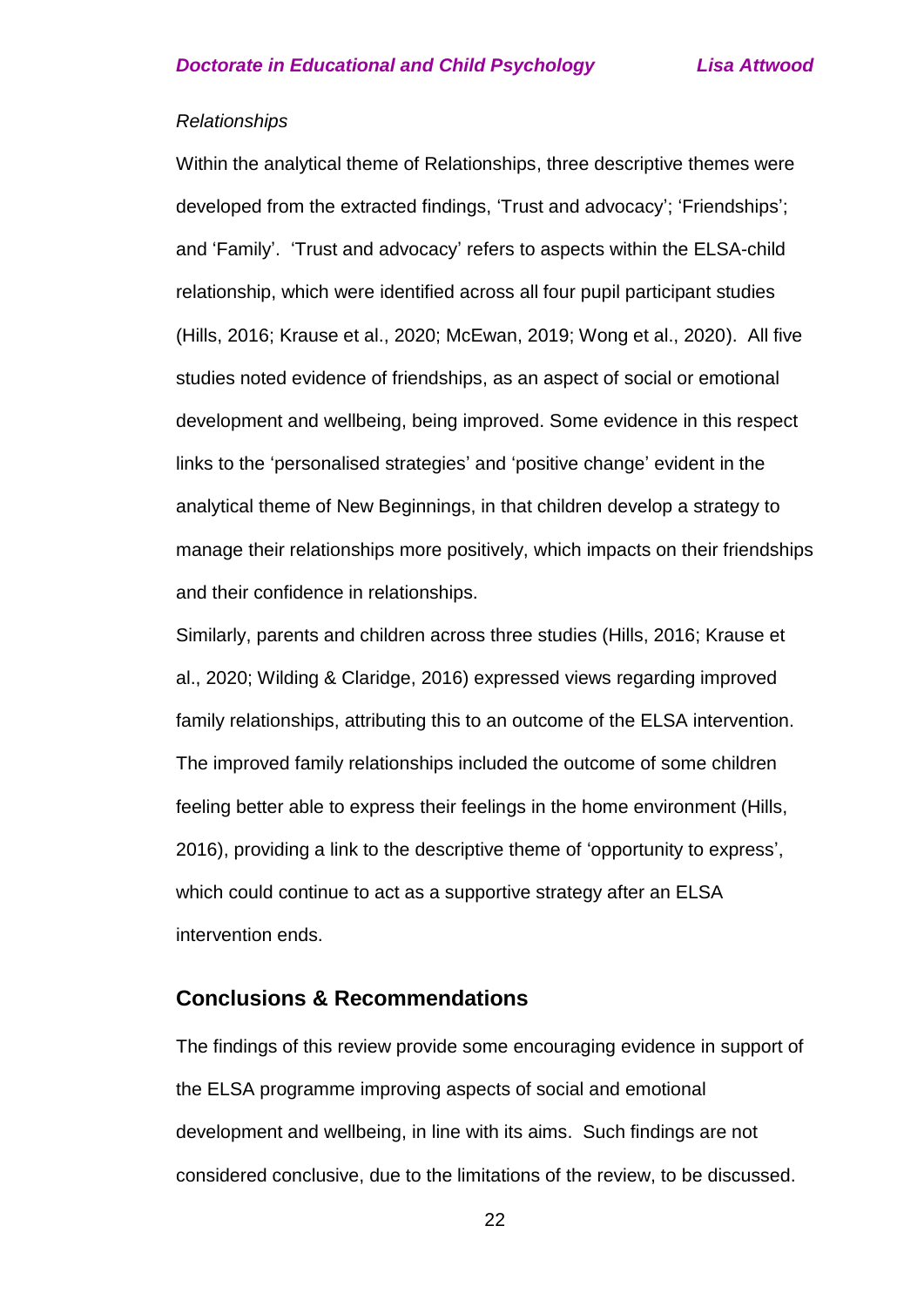*Relationships*

Within the analytical theme of Relationships, three descriptive themes were developed from the extracted findings, 'Trust and advocacy'; 'Friendships'; and 'Family'. 'Trust and advocacy' refers to aspects within the ELSA-child relationship, which were identified across all four pupil participant studies (Hills, 2016; Krause et al., 2020; McEwan, 2019; Wong et al., 2020). All five studies noted evidence of friendships, as an aspect of social or emotional development and wellbeing, being improved. Some evidence in this respect links to the 'personalised strategies' and 'positive change' evident in the analytical theme of New Beginnings, in that children develop a strategy to manage their relationships more positively, which impacts on their friendships and their confidence in relationships.

Similarly, parents and children across three studies (Hills, 2016; Krause et al., 2020; Wilding & Claridge, 2016) expressed views regarding improved family relationships, attributing this to an outcome of the ELSA intervention. The improved family relationships included the outcome of some children feeling better able to express their feelings in the home environment (Hills, 2016), providing a link to the descriptive theme of 'opportunity to express', which could continue to act as a supportive strategy after an ELSA intervention ends.

## Conclusions & Recommendations

The findings of this review provide some encouraging evidence in support of the ELSA programme improving aspects of social and emotional development and wellbeing, in line with its aims. Such findings are not considered conclusive, due to the limitations of the review, to be discussed.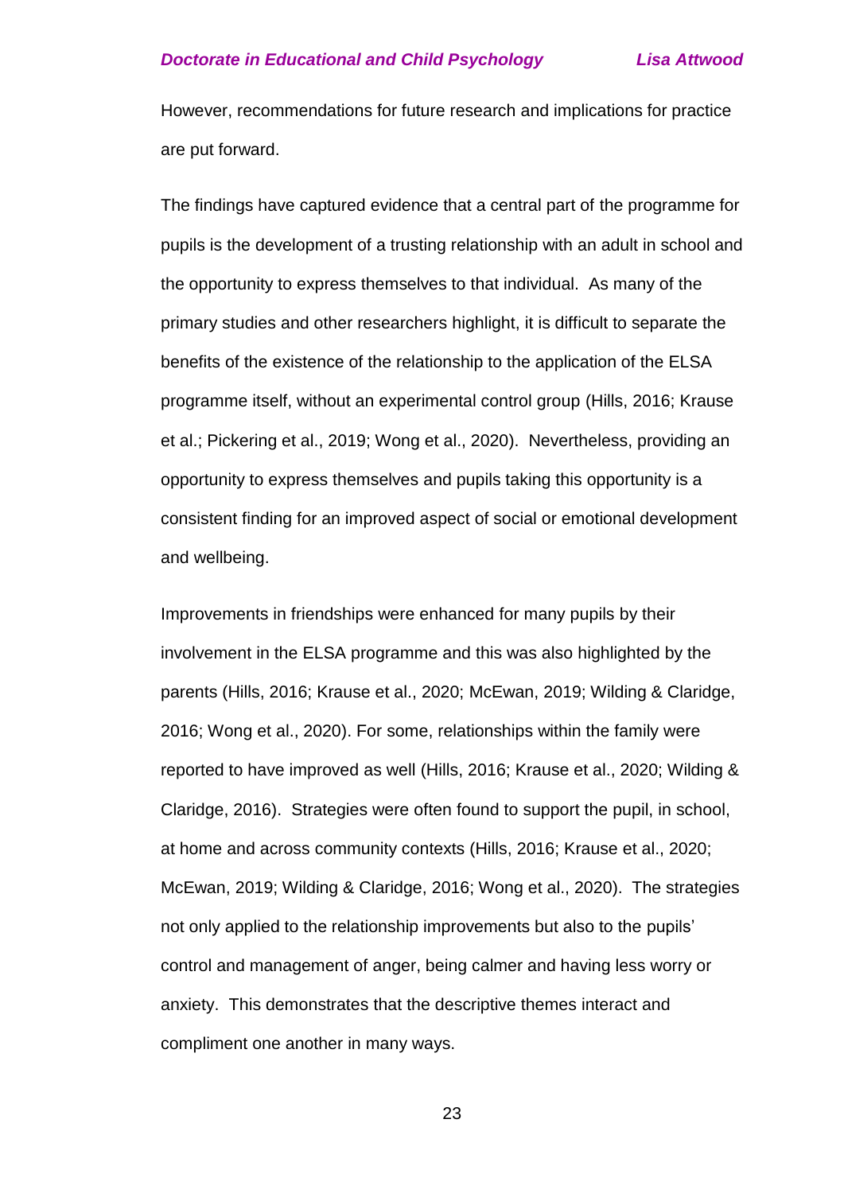However, recommendations for future research and implications for practice are put forward.

The findings have captured evidence that a central part of the programme for pupils is the development of a trusting relationship with an adult in school and the opportunity to express themselves to that individual. As many of the primary studies and other researchers highlight, it is difficult to separate the benefits of the existence of the relationship to the application of the ELSA programme itself, without an experimental control group (Hills, 2016; Krause et al.; Pickering et al., 2019; Wong et al., 2020). Nevertheless, providing an opportunity to express themselves and pupils taking this opportunity is a consistent finding for an improved aspect of social or emotional development and wellbeing.

Improvements in friendships were enhanced for many pupils by their involvement in the ELSA programme and this was also highlighted by the parents (Hills, 2016; Krause et al., 2020; McEwan, 2019; Wilding & Claridge, 2016; Wong et al., 2020). For some, relationships within the family were reported to have improved as well (Hills, 2016; Krause et al., 2020; Wilding & Claridge, 2016). Strategies were often found to support the pupil, in school, at home and across community contexts (Hills, 2016; Krause et al., 2020; McEwan, 2019; Wilding & Claridge, 2016; Wong et al., 2020). The strategies not only applied to the relationship improvements but also to the pupils' control and management of anger, being calmer and having less worry or anxiety. This demonstrates that the descriptive themes interact and compliment one another in many ways.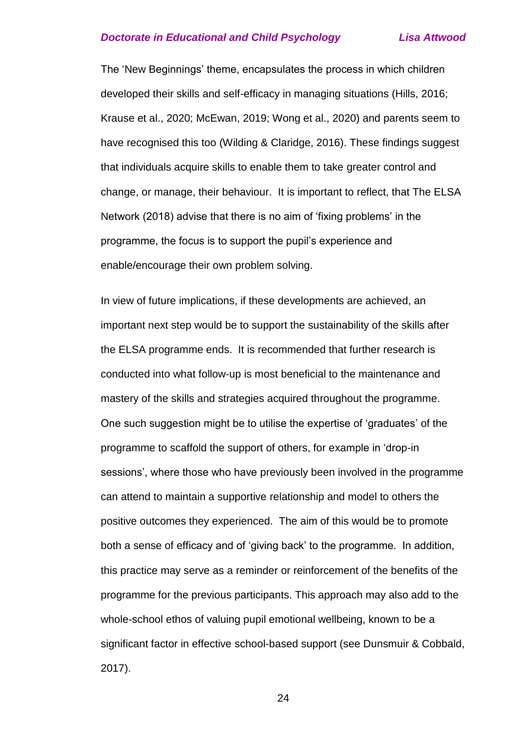The 'New Beginnings' theme, encapsulates the process in which children developed their skills and self-efficacy in managing situations (Hills, 2016; Krause et al., 2020; McEwan, 2019; Wong et al., 2020) and parents seem to have recognised this too (Wilding & Claridge, 2016). These findings suggest that individuals acquire skills to enable them to take greater control and change, or manage, their behaviour. It is important to reflect, that The ELSA Network (2018) advise that there is no aim of 'fixing problems' in the programme, the focus is to support the pupil's experience and enable/encourage their own problem solving.

In view of future implications, if these developments are achieved, an important next step would be to support the sustainability of the skills after the ELSA programme ends. It is recommended that further research is conducted into what follow-up is most beneficial to the maintenance and mastery of the skills and strategies acquired throughout the programme. One such suggestion might be to utilise the expertise of 'graduates' of the programme to scaffold the support of others, for example in 'drop-in sessions', where those who have previously been involved in the programme can attend to maintain a supportive relationship and model to others the positive outcomes they experienced. The aim of this would be to promote both a sense of efficacy and of 'giving back' to the programme. In addition, this practice may serve as a reminder or reinforcement of the benefits of the programme for the previous participants. This approach may also add to the whole-school ethos of valuing pupil emotional wellbeing, known to be a significant factor in effective school-based support (see Dunsmuir & Cobbald, 2017).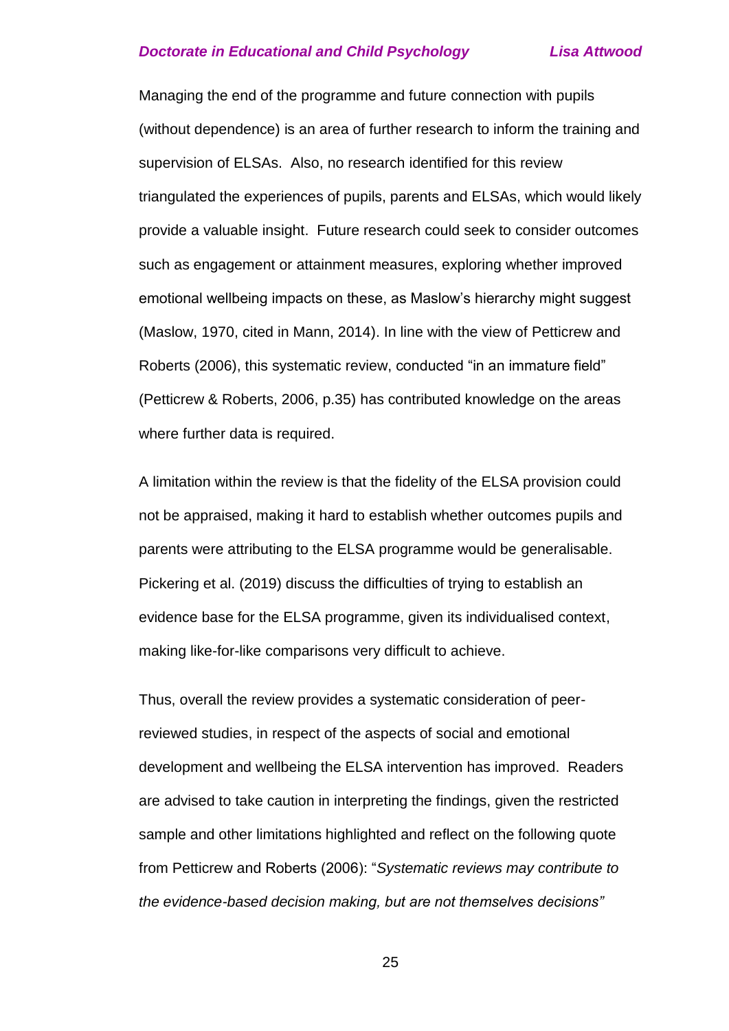Managing the end of the programme and future connection with pupils (without dependence) is an area of further research to inform the training and supervision of ELSAs. Also, no research identified for this review triangulated the experiences of pupils, parents and ELSAs, which would likely provide a valuable insight. Future research could seek to consider outcomes such as engagement or attainment measures, exploring whether improved emotional wellbeing impacts on these, as Maslow's hierarchy might suggest (Maslow, 1970, cited in Mann, 2014). In line with the view of Petticrew and Roberts (2006), this systematic review, conducted "in an immature field" (Petticrew & Roberts, 2006, p.35) has contributed knowledge on the areas where further data is required.

A limitation within the review is that the fidelity of the ELSA provision could not be appraised, making it hard to establish whether outcomes pupils and parents were attributing to the ELSA programme would be generalisable. Pickering et al. (2019) discuss the difficulties of trying to establish an evidence base for the ELSA programme, given its individualised context, making like-for-like comparisons very difficult to achieve.

Thus, overall the review provides a systematic consideration of peer-reviewed studies, in respect of the aspects of social and emotional development and wellbeing the ELSA intervention has improved. Readers are advised to take caution in interpreting the findings, given the restricted sample and other limitations highlighted and reflect on the following quote from Petticrew and Roberts (2006): "*Systematic reviews may contribute to the evidence-based decision making, but are not themselves decisions"*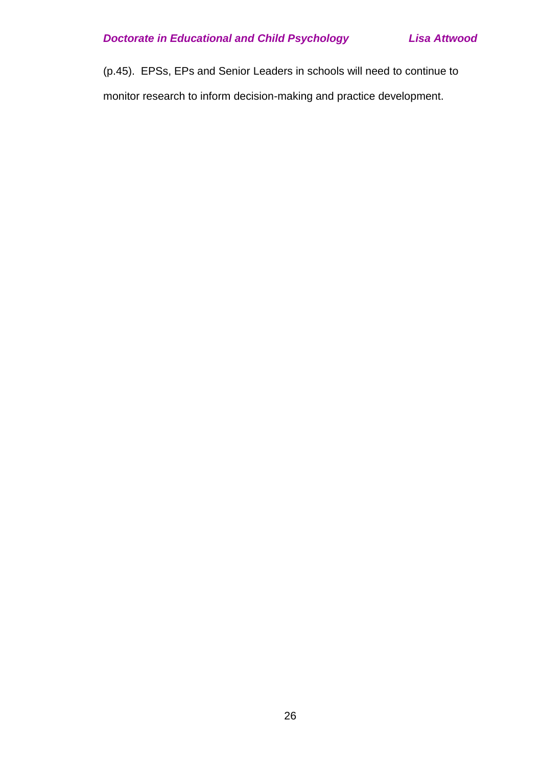(p.45). EPSs, EPs and Senior Leaders in schools will need to continue to monitor research to inform decision-making and practice development.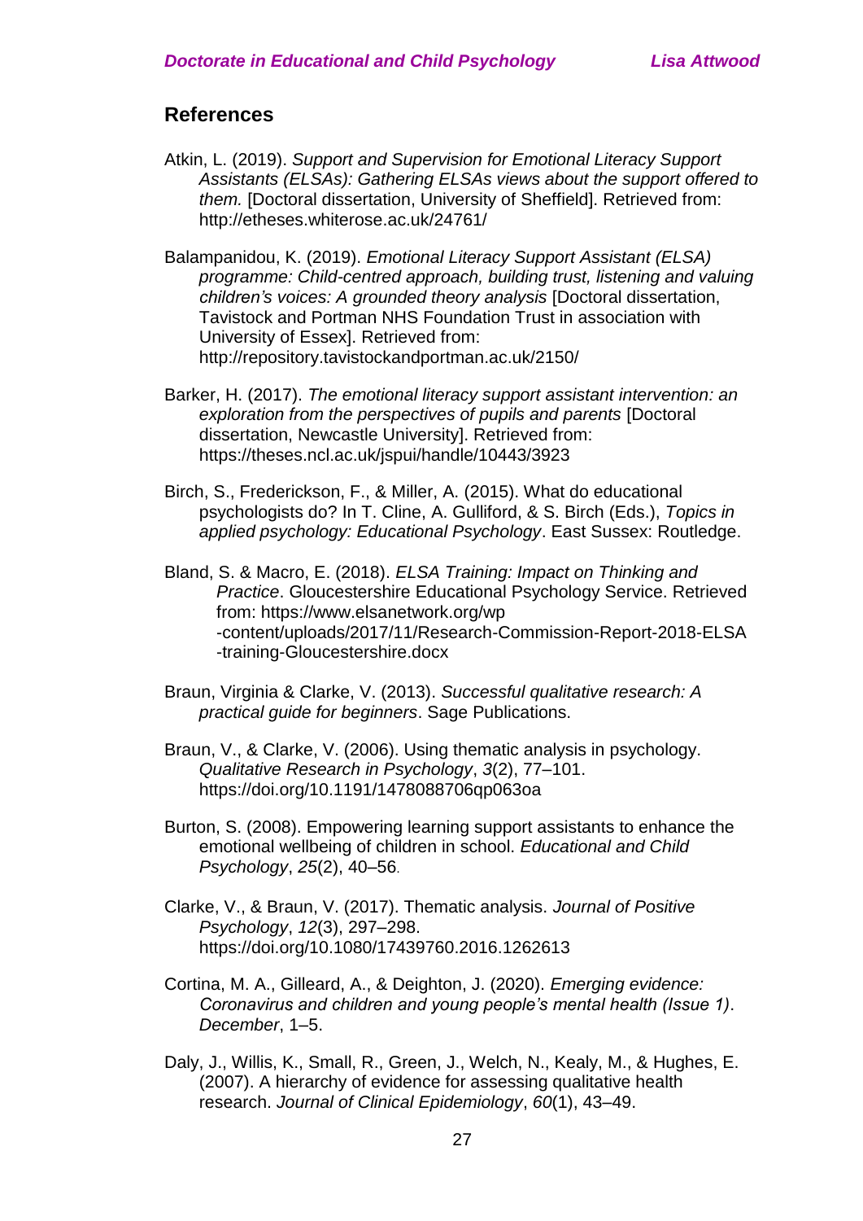## References

Atkin, L. (2019). *Support and Supervision for Emotional Literacy Support Assistants (ELSAs): Gathering ELSAs views about the support offered to them.* [Doctoral dissertation, University of Sheffield]. Retrieved from: http://etheses.whiterose.ac.uk/24761/

Balampanidou, K. (2019). *Emotional Literacy Support Assistant (ELSA) programme: Child-centred approach, building trust, listening and valuing children's voices: A grounded theory analysis* [Doctoral dissertation, Tavistock and Portman NHS Foundation Trust in association with University of Essex]. Retrieved from: http://repository.tavistockandportman.ac.uk/2150/

Barker, H. (2017). *The emotional literacy support assistant intervention: an exploration from the perspectives of pupils and parents* [Doctoral dissertation, Newcastle University]. Retrieved from: https://theses.ncl.ac.uk/jspui/handle/10443/3923

Birch, S., Frederickson, F., & Miller, A. (2015). What do educational psychologists do? In T. Cline, A. Gulliford, & S. Birch (Eds.), *Topics in applied psychology: Educational Psychology*. East Sussex: Routledge.

Bland, S. & Macro, E. (2018). *ELSA Training: Impact on Thinking and Practice*. Gloucestershire Educational Psychology Service. Retrieved from: https://www.elsanetwork.org/wp-content/uploads/2017/11/Research-Commission-Report-2018-ELSA-training-Gloucestershire.docx

Braun, Virginia & Clarke, V. (2013). *Successful qualitative research: A practical guide for beginners*. Sage Publications.

Braun, V., & Clarke, V. (2006). Using thematic analysis in psychology. *Qualitative Research in Psychology*, *3*(2), 77–101. https://doi.org/10.1191/1478088706qp063oa

Burton, S. (2008). Empowering learning support assistants to enhance the emotional wellbeing of children in school. *Educational and Child Psychology*, *25*(2), 40–56.

Clarke, V., & Braun, V. (2017). Thematic analysis. *Journal of Positive Psychology*, *12*(3), 297–298. https://doi.org/10.1080/17439760.2016.1262613

Cortina, M. A., Gilleard, A., & Deighton, J. (2020). *Emerging evidence: Coronavirus and children and young people's mental health (Issue 1)*. *December*, 1–5.

Daly, J., Willis, K., Small, R., Green, J., Welch, N., Kealy, M., & Hughes, E. (2007). A hierarchy of evidence for assessing qualitative health research. *Journal of Clinical Epidemiology*, *60*(1), 43–49.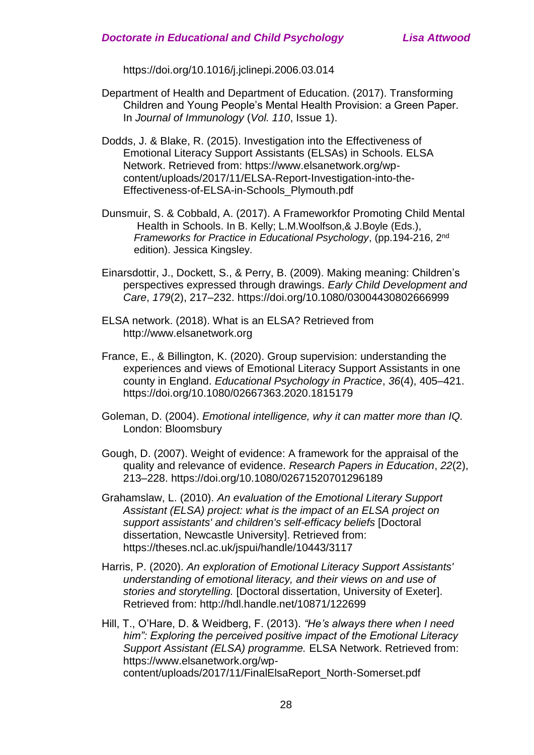https://doi.org/10.1016/j.jclinepi.2006.03.014

Department of Health and Department of Education. (2017). Transforming Children and Young People's Mental Health Provision: a Green Paper. In *Journal of Immunology* (*Vol. 110*, Issue 1).

Dodds, J. & Blake, R. (2015). Investigation into the Effectiveness of Emotional Literacy Support Assistants (ELSAs) in Schools. ELSA Network. Retrieved from: https://www.elsanetwork.org/wp-content/uploads/2017/11/ELSA-Report-Investigation-into-the-Effectiveness-of-ELSA-in-Schools_Plymouth.pdf

Dunsmuir, S. & Cobbald, A. (2017). A Frameworkfor Promoting Child Mental Health in Schools. In B. Kelly; L.M.Woolfson,& J.Boyle (Eds.), *Frameworks for Practice in Educational Psychology*, (pp.194-216, 2nd edition). Jessica Kingsley.

Einarsdottir, J., Dockett, S., & Perry, B. (2009). Making meaning: Children's perspectives expressed through drawings. *Early Child Development and Care*, *179*(2), 217–232. https://doi.org/10.1080/03004430802666999

ELSA network. (2018). What is an ELSA? Retrieved from http://www.elsanetwork.org

France, E., & Billington, K. (2020). Group supervision: understanding the experiences and views of Emotional Literacy Support Assistants in one county in England. *Educational Psychology in Practice*, *36*(4), 405–421. https://doi.org/10.1080/02667363.2020.1815179

Goleman, D. (2004). *Emotional intelligence, why it can matter more than IQ.* London: Bloomsbury

Gough, D. (2007). Weight of evidence: A framework for the appraisal of the quality and relevance of evidence. *Research Papers in Education*, *22*(2), 213–228. https://doi.org/10.1080/02671520701296189

Grahamslaw, L. (2010). *An evaluation of the Emotional Literary Support Assistant (ELSA) project: what is the impact of an ELSA project on support assistants' and children's self-efficacy beliefs* [Doctoral dissertation, Newcastle University]. Retrieved from: https://theses.ncl.ac.uk/jspui/handle/10443/3117

Harris, P. (2020). *An exploration of Emotional Literacy Support Assistants' understanding of emotional literacy, and their views on and use of stories and storytelling.* [Doctoral dissertation, University of Exeter]. Retrieved from: http://hdl.handle.net/10871/122699

Hill, T., O'Hare, D. & Weidberg, F. (2013). *"He's always there when I need him": Exploring the perceived positive impact of the Emotional Literacy Support Assistant (ELSA) programme.* ELSA Network. Retrieved from: https://www.elsanetwork.org/wp-content/uploads/2017/11/FinalElsaReport_North-Somerset.pdf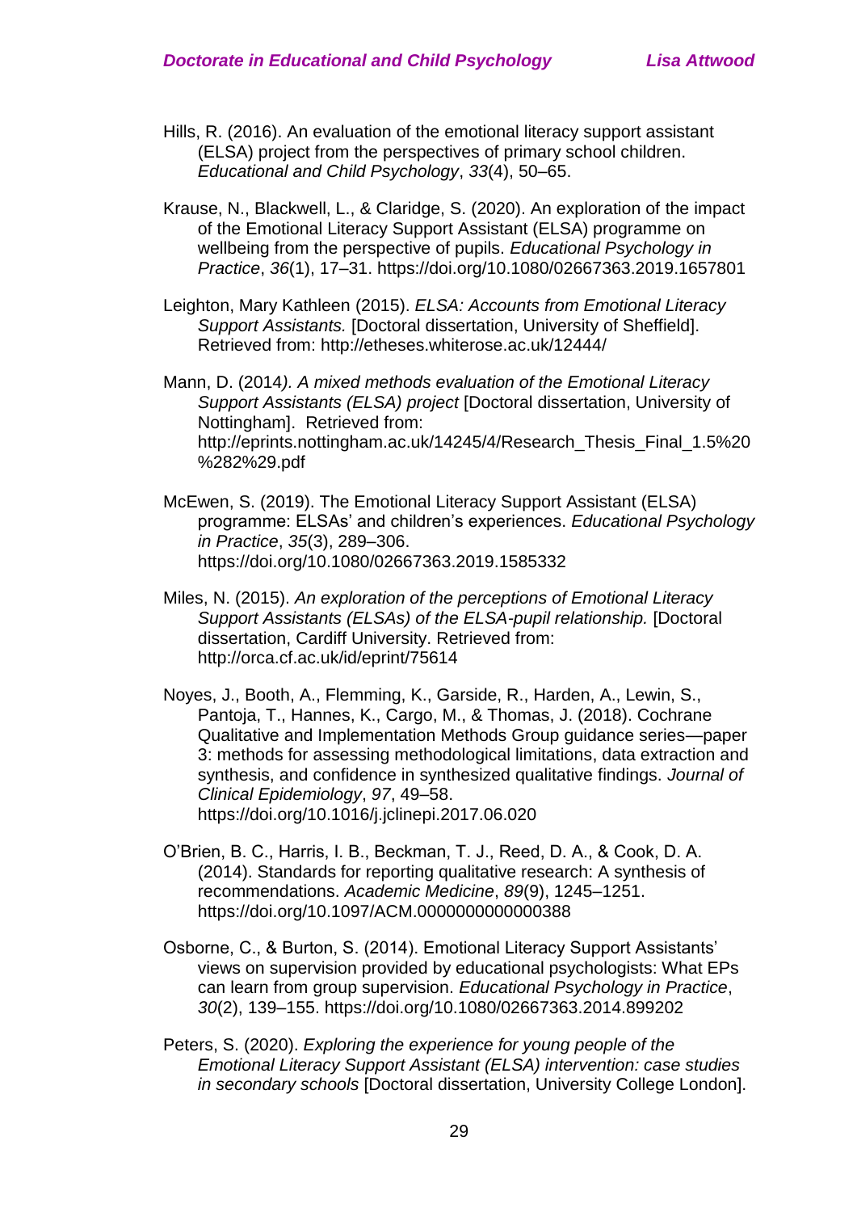Hills, R. (2016). An evaluation of the emotional literacy support assistant (ELSA) project from the perspectives of primary school children. *Educational and Child Psychology*, *33*(4), 50–65.

Krause, N., Blackwell, L., & Claridge, S. (2020). An exploration of the impact of the Emotional Literacy Support Assistant (ELSA) programme on wellbeing from the perspective of pupils. *Educational Psychology in Practice*, *36*(1), 17–31. https://doi.org/10.1080/02667363.2019.1657801

Leighton, Mary Kathleen (2015). *ELSA: Accounts from Emotional Literacy Support Assistants.* [Doctoral dissertation, University of Sheffield]. Retrieved from: http://etheses.whiterose.ac.uk/12444/

Mann, D. (2014*). A mixed methods evaluation of the Emotional Literacy Support Assistants (ELSA) project* [Doctoral dissertation, University of Nottingham]. Retrieved from: http://eprints.nottingham.ac.uk/14245/4/Research_Thesis_Final_1.5%20%282%29.pdf

McEwen, S. (2019). The Emotional Literacy Support Assistant (ELSA) programme: ELSAs' and children's experiences. *Educational Psychology in Practice*, *35*(3), 289–306. https://doi.org/10.1080/02667363.2019.1585332

Miles, N. (2015). *An exploration of the perceptions of Emotional Literacy Support Assistants (ELSAs) of the ELSA-pupil relationship.* [Doctoral dissertation, Cardiff University. Retrieved from: http://orca.cf.ac.uk/id/eprint/75614

Noyes, J., Booth, A., Flemming, K., Garside, R., Harden, A., Lewin, S., Pantoja, T., Hannes, K., Cargo, M., & Thomas, J. (2018). Cochrane Qualitative and Implementation Methods Group guidance series—paper 3: methods for assessing methodological limitations, data extraction and synthesis, and confidence in synthesized qualitative findings. *Journal of Clinical Epidemiology*, *97*, 49–58. https://doi.org/10.1016/j.jclinepi.2017.06.020

O'Brien, B. C., Harris, I. B., Beckman, T. J., Reed, D. A., & Cook, D. A. (2014). Standards for reporting qualitative research: A synthesis of recommendations. *Academic Medicine*, *89*(9), 1245–1251. https://doi.org/10.1097/ACM.0000000000000388

Osborne, C., & Burton, S. (2014). Emotional Literacy Support Assistants' views on supervision provided by educational psychologists: What EPs can learn from group supervision. *Educational Psychology in Practice*, *30*(2), 139–155. https://doi.org/10.1080/02667363.2014.899202

Peters, S. (2020). *Exploring the experience for young people of the Emotional Literacy Support Assistant (ELSA) intervention: case studies in secondary schools* [Doctoral dissertation, University College London].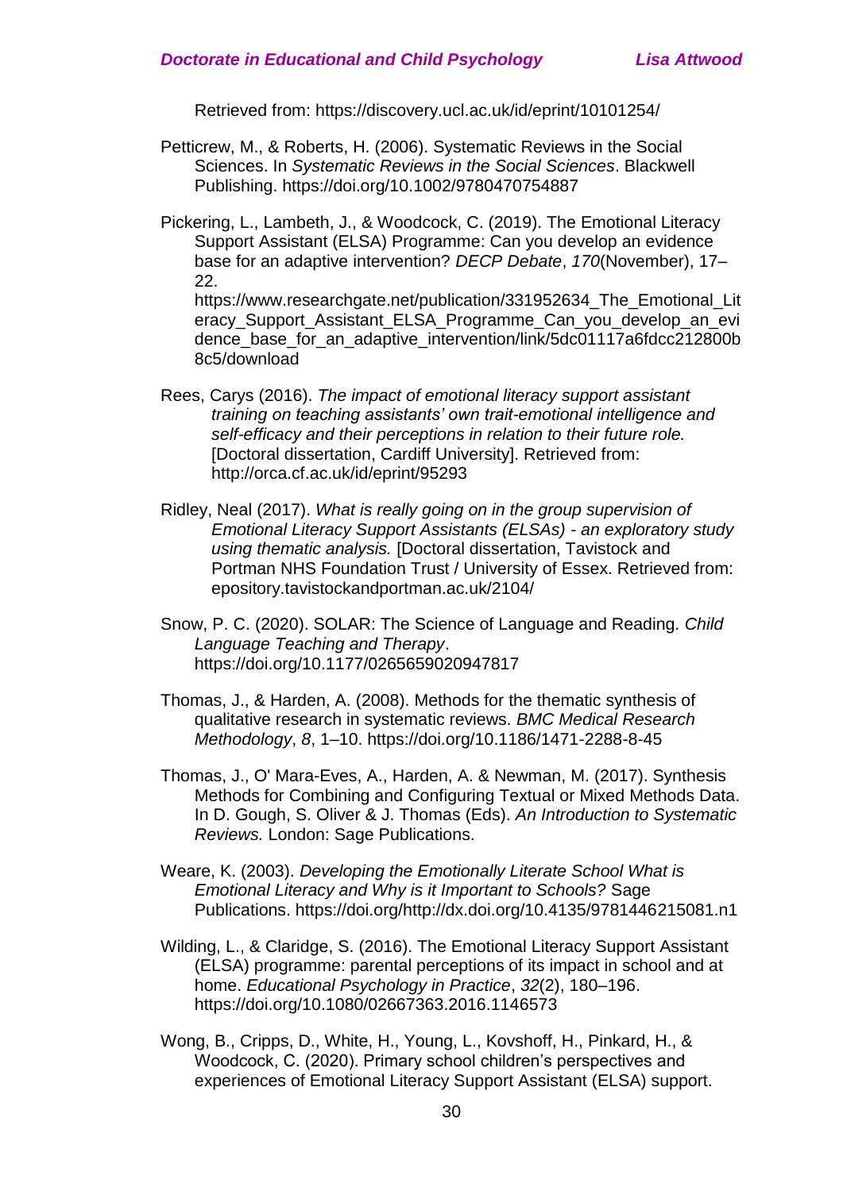Retrieved from: https://discovery.ucl.ac.uk/id/eprint/10101254/

Petticrew, M., & Roberts, H. (2006). Systematic Reviews in the Social Sciences. In *Systematic Reviews in the Social Sciences*. Blackwell Publishing. https://doi.org/10.1002/9780470754887

Pickering, L., Lambeth, J., & Woodcock, C. (2019). The Emotional Literacy Support Assistant (ELSA) Programme: Can you develop an evidence base for an adaptive intervention? *DECP Debate*, *170*(November), 17–22. https://www.researchgate.net/publication/331952634_The_Emotional_Literacy_Support_Assistant_ELSA_Programme_Can_you_develop_an_evidence_base_for_an_adaptive_intervention/link/5dc01117a6fdcc212800b8c5/download

Rees, Carys (2016). *The impact of emotional literacy support assistant training on teaching assistants' own trait-emotional intelligence and self-efficacy and their perceptions in relation to their future role.* [Doctoral dissertation, Cardiff University]. Retrieved from: http://orca.cf.ac.uk/id/eprint/95293

Ridley, Neal (2017). *What is really going on in the group supervision of Emotional Literacy Support Assistants (ELSAs) - an exploratory study using thematic analysis.* [Doctoral dissertation, Tavistock and Portman NHS Foundation Trust / University of Essex. Retrieved from: epository.tavistockandportman.ac.uk/2104/

Snow, P. C. (2020). SOLAR: The Science of Language and Reading. *Child Language Teaching and Therapy*. https://doi.org/10.1177/0265659020947817

Thomas, J., & Harden, A. (2008). Methods for the thematic synthesis of qualitative research in systematic reviews. *BMC Medical Research Methodology*, *8*, 1–10. https://doi.org/10.1186/1471-2288-8-45

Thomas, J., O' Mara-Eves, A., Harden, A. & Newman, M. (2017). Synthesis Methods for Combining and Configuring Textual or Mixed Methods Data. In D. Gough, S. Oliver & J. Thomas (Eds). *An Introduction to Systematic Reviews.* London: Sage Publications.

Weare, K. (2003). *Developing the Emotionally Literate School What is Emotional Literacy and Why is it Important to Schools?* Sage Publications. https://doi.org/http://dx.doi.org/10.4135/9781446215081.n1

Wilding, L., & Claridge, S. (2016). The Emotional Literacy Support Assistant (ELSA) programme: parental perceptions of its impact in school and at home. *Educational Psychology in Practice*, *32*(2), 180–196. https://doi.org/10.1080/02667363.2016.1146573

Wong, B., Cripps, D., White, H., Young, L., Kovshoff, H., Pinkard, H., & Woodcock, C. (2020). Primary school children's perspectives and experiences of Emotional Literacy Support Assistant (ELSA) support.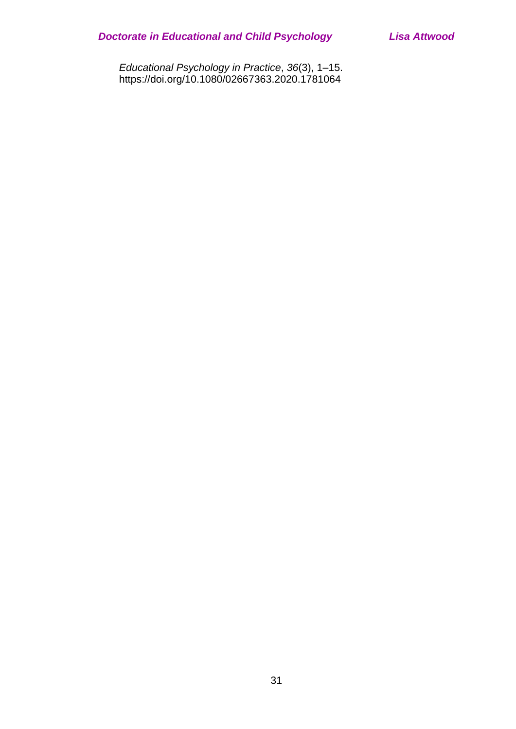*Educational Psychology in Practice*, *36*(3), 1–15. https://doi.org/10.1080/02667363.2020.1781064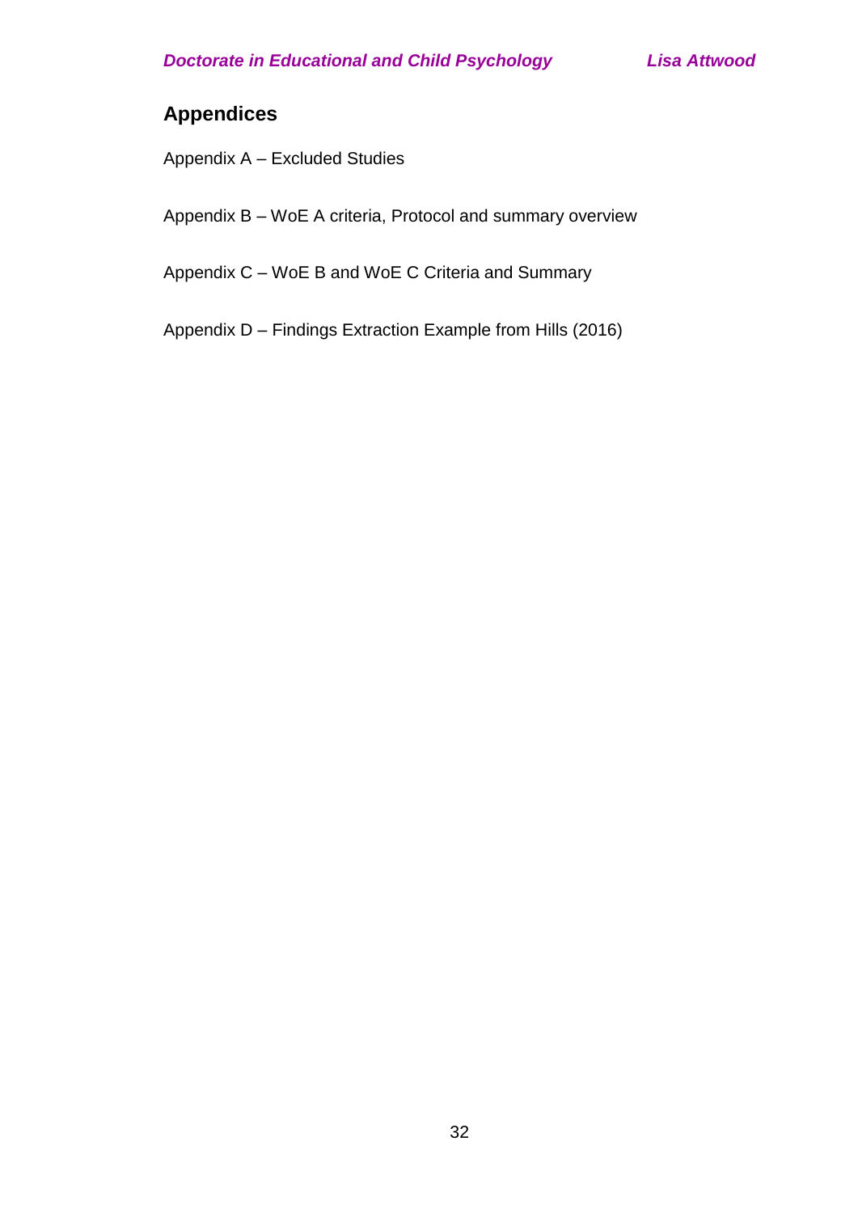## Appendices

Appendix A – Excluded Studies

Appendix B – WoE A criteria, Protocol and summary overview

Appendix C – WoE B and WoE C Criteria and Summary

Appendix D – Findings Extraction Example from Hills (2016)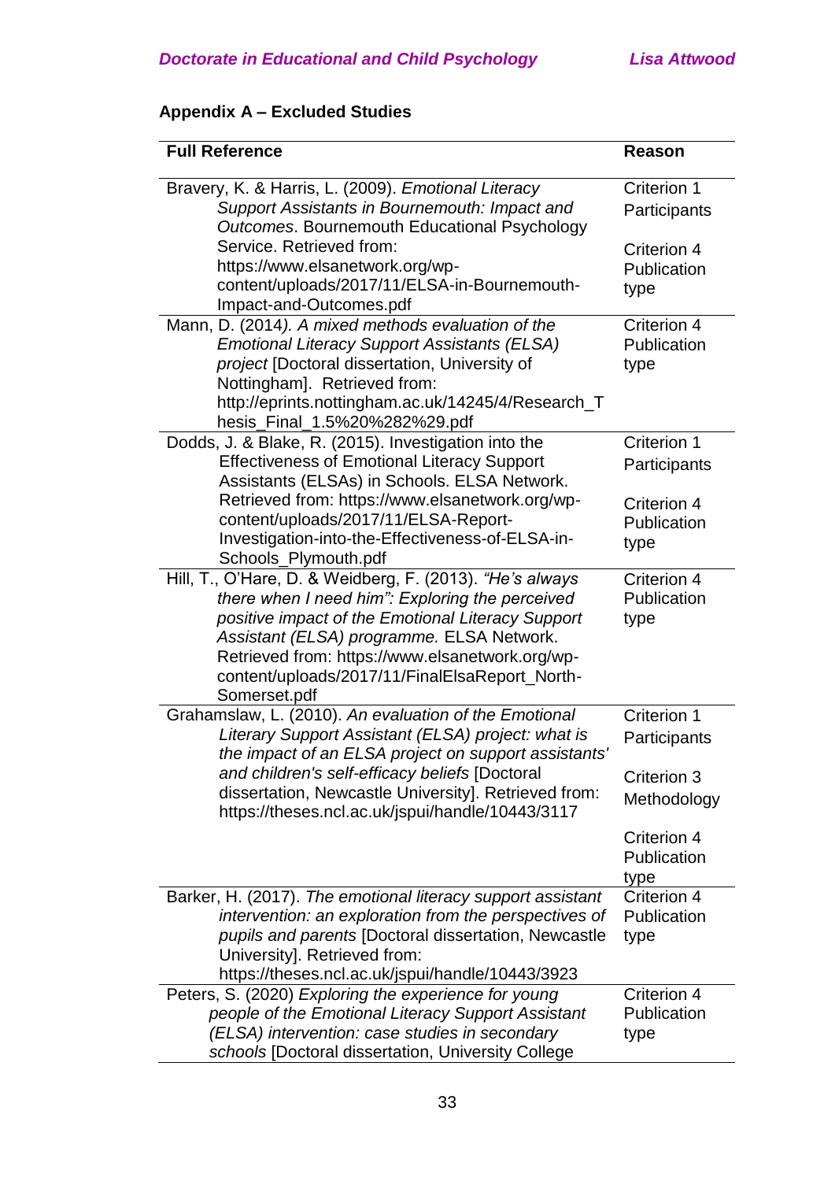## Appendix A – Excluded Studies

| Full Reference | Reason |
|---|---|
| Bravery, K. & Harris, L. (2009). *Emotional Literacy Support Assistants in Bournemouth: Impact and Outcomes*. Bournemouth Educational Psychology Service. Retrieved from: https://www.elsanetwork.org/wp-content/uploads/2017/11/ELSA-in-Bournemouth-Impact-and-Outcomes.pdf | Criterion 1 Participants<br><br>Criterion 4 Publication type |
| Mann, D. (2014*). A mixed methods evaluation of the Emotional Literacy Support Assistants (ELSA) project* [Doctoral dissertation, University of Nottingham]. Retrieved from: http://eprints.nottingham.ac.uk/14245/4/Research_Thesis_Final_1.5%20%282%29.pdf | Criterion 4 Publication type |
| Dodds, J. & Blake, R. (2015). Investigation into the Effectiveness of Emotional Literacy Support Assistants (ELSAs) in Schools. ELSA Network. Retrieved from: https://www.elsanetwork.org/wp-content/uploads/2017/11/ELSA-Report-Investigation-into-the-Effectiveness-of-ELSA-in-Schools_Plymouth.pdf | Criterion 1 Participants<br><br>Criterion 4 Publication type |
| Hill, T., O'Hare, D. & Weidberg, F. (2013). *"He's always there when I need him": Exploring the perceived positive impact of the Emotional Literacy Support Assistant (ELSA) programme.* ELSA Network. Retrieved from: https://www.elsanetwork.org/wp-content/uploads/2017/11/FinalElsaReport_North-Somerset.pdf | Criterion 4 Publication type |
| Grahamslaw, L. (2010). *An evaluation of the Emotional Literacy Support Assistant (ELSA) project: what is the impact of an ELSA project on support assistants' and children's self-efficacy beliefs* [Doctoral dissertation, Newcastle University]. Retrieved from: https://theses.ncl.ac.uk/jspui/handle/10443/3117 | Criterion 1 Participants<br><br>Criterion 3 Methodology<br><br>Criterion 4 Publication type |
| Barker, H. (2017). *The emotional literacy support assistant intervention: an exploration from the perspectives of pupils and parents* [Doctoral dissertation, Newcastle University]. Retrieved from: https://theses.ncl.ac.uk/jspui/handle/10443/3923 | Criterion 4 Publication type |
| Peters, S. (2020) *Exploring the experience for young people of the Emotional Literacy Support Assistant (ELSA) intervention: case studies in secondary schools* [Doctoral dissertation, University College | Criterion 4 Publication type |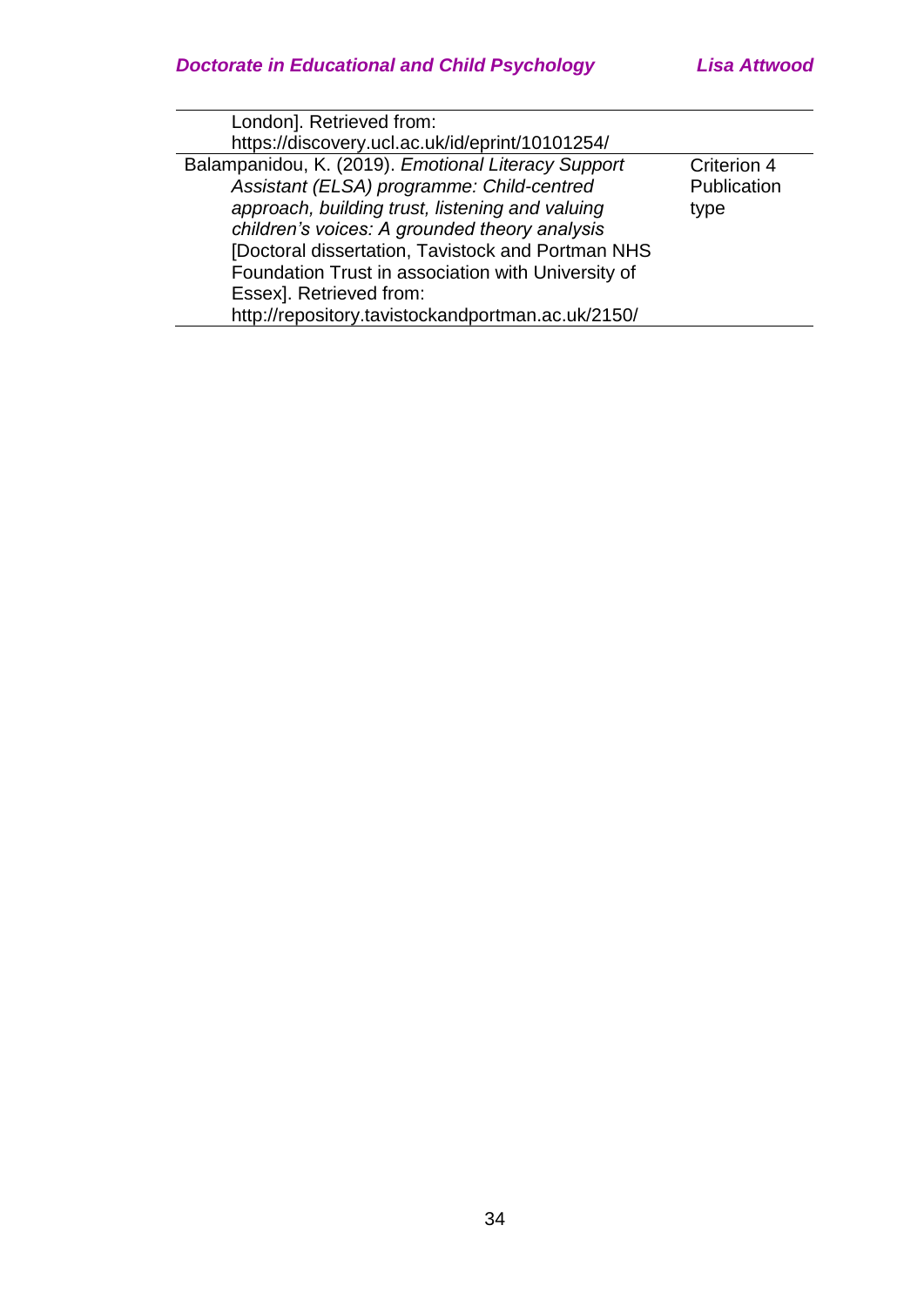| | |
|---|---|
| London]. Retrieved from: https://discovery.ucl.ac.uk/id/eprint/10101254/ | |
| Balampanidou, K. (2019). *Emotional Literacy Support Assistant (ELSA) programme: Child-centred approach, building trust, listening and valuing children's voices: A grounded theory analysis* [Doctoral dissertation, Tavistock and Portman NHS Foundation Trust in association with University of Essex]. Retrieved from: http://repository.tavistockandportman.ac.uk/2150/ | Criterion 4 Publication type |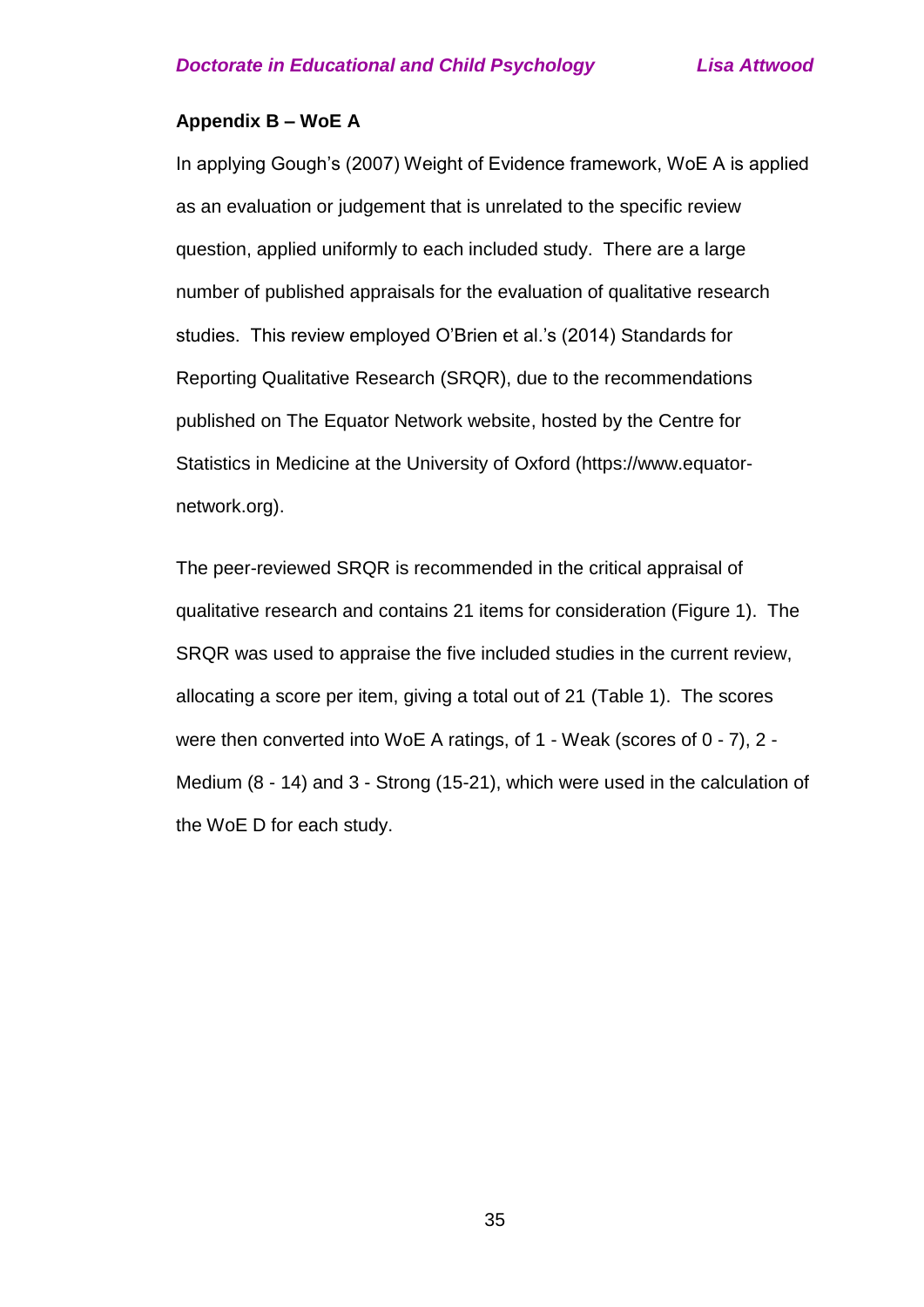## Appendix B – WoE A

In applying Gough's (2007) Weight of Evidence framework, WoE A is applied as an evaluation or judgement that is unrelated to the specific review question, applied uniformly to each included study. There are a large number of published appraisals for the evaluation of qualitative research studies. This review employed O'Brien et al.'s (2014) Standards for Reporting Qualitative Research (SRQR), due to the recommendations published on The Equator Network website, hosted by the Centre for Statistics in Medicine at the University of Oxford (https://www.equator-network.org).

The peer-reviewed SRQR is recommended in the critical appraisal of qualitative research and contains 21 items for consideration (Figure 1). The SRQR was used to appraise the five included studies in the current review, allocating a score per item, giving a total out of 21 (Table 1). The scores were then converted into WoE A ratings, of 1 - Weak (scores of 0 - 7), 2 - Medium (8 - 14) and 3 - Strong (15-21), which were used in the calculation of the WoE D for each study.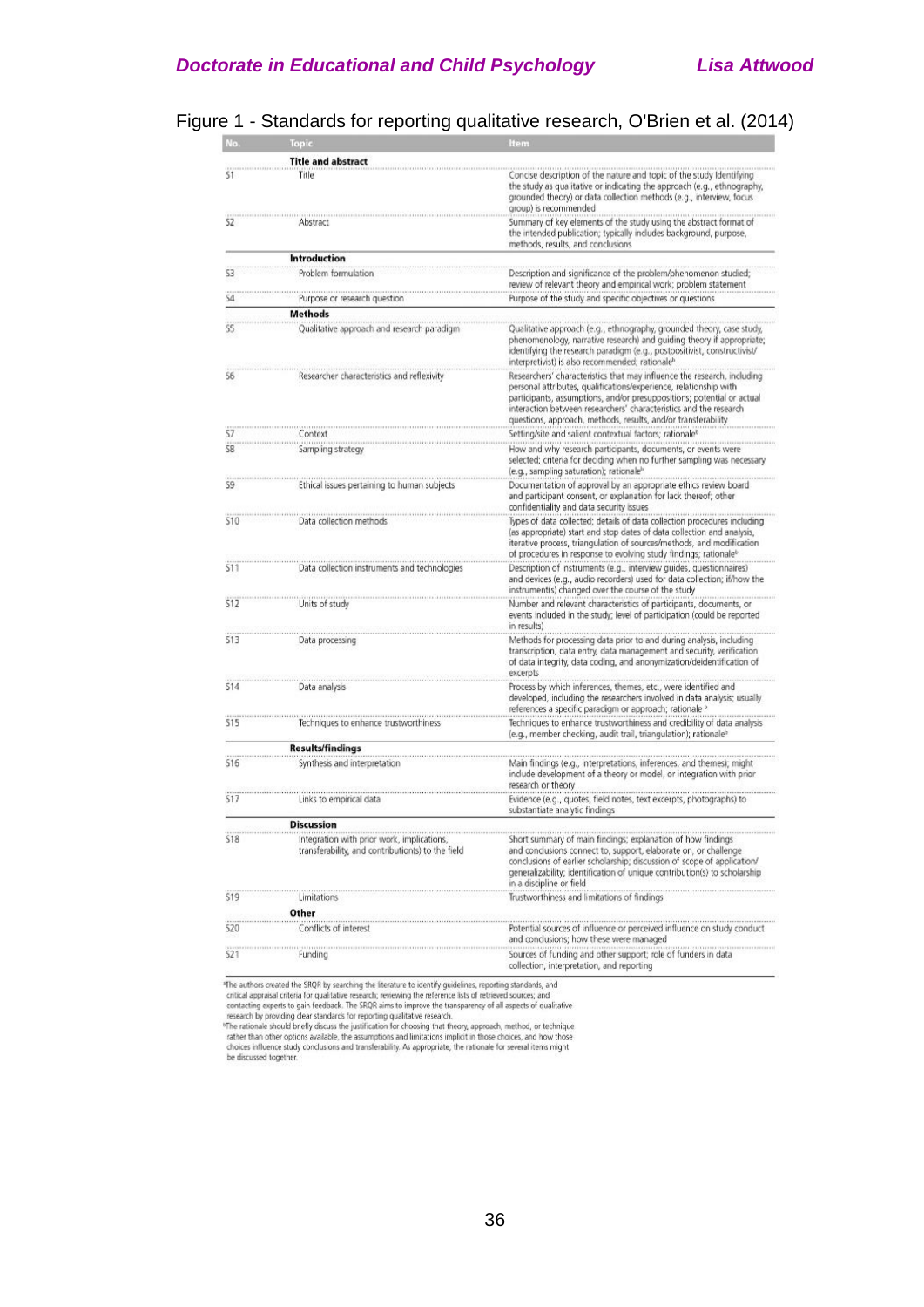Figure 1 - Standards for reporting qualitative research, O'Brien et al. (2014)

| No. | Topic | Item |
|---|---|---|
| | **Title and abstract** | |
| S1 | Title | Concise description of the nature and topic of the study Identifying the study as qualitative or indicating the approach (e.g., ethnography, grounded theory) or data collection methods (e.g., interview, focus group) is recommended |
| S2 | Abstract | Summary of key elements of the study using the abstract format of the intended publication; typically includes background, purpose, methods, results, and conclusions |
| | **Introduction** | |
| S3 | Problem formulation | Description and significance of the problem/phenomenon studied; review of relevant theory and empirical work; problem statement |
| S4 | Purpose or research question | Purpose of the study and specific objectives or questions |
| | **Methods** | |
| S5 | Qualitative approach and research paradigm | Qualitative approach (e.g., ethnography, grounded theory, case study, phenomenology, narrative research) and guiding theory if appropriate; identifying the research paradigm (e.g., postpositivist, constructivist/ interpretivist) is also recommended; rationale[b] |
| S6 | Researcher characteristics and reflexivity | Researchers' characteristics that may influence the research, including personal attributes, qualifications/experience, relationship with participants, assumptions, and/or presuppositions; potential or actual interaction between researchers' characteristics and the research questions, approach, methods, results, and/or transferability |
| S7 | Context | Setting/site and salient contextual factors; rationale[b] |
| S8 | Sampling strategy | How and why research participants, documents, or events were selected; criteria for deciding when no further sampling was necessary (e.g., sampling saturation); rationale[b] |
| S9 | Ethical issues pertaining to human subjects | Documentation of approval by an appropriate ethics review board and participant consent, or explanation for lack thereof; other confidentiality and data security issues |
| S10 | Data collection methods | Types of data collected; details of data collection procedures including (as appropriate) start and stop dates of data collection and analysis, iterative process, triangulation of sources/methods, and modification of procedures in response to evolving study findings; rationale[b] |
| S11 | Data collection instruments and technologies | Description of instruments (e.g., interview guides, questionnaires) and devices (e.g., audio recorders) used for data collection; if/how the instrument(s) changed over the course of the study |
| S12 | Units of study | Number and relevant characteristics of participants, documents, or events included in the study; level of participation (could be reported in results) |
| S13 | Data processing | Methods for processing data prior to and during analysis, including transcription, data entry, data management and security, verification of data integrity, data coding, and anonymization/deidentification of excerpts |
| S14 | Data analysis | Process by which inferences, themes, etc., were identified and developed, including the researchers involved in data analysis; usually references a specific paradigm or approach; rationale[b] |
| S15 | Techniques to enhance trustworthiness | Techniques to enhance trustworthiness and credibility of data analysis (e.g., member checking, audit trail, triangulation); rationale[b] |
| | **Results/findings** | |
| S16 | Synthesis and interpretation | Main findings (e.g., interpretations, inferences, and themes); might include development of a theory or model, or integration with prior research or theory |
| S17 | Links to empirical data | Evidence (e.g., quotes, field notes, text excerpts, photographs) to substantiate analytic findings |
| | **Discussion** | |
| S18 | Integration with prior work, implications, transferability, and contribution(s) to the field | Short summary of main findings; explanation of how findings and conclusions connect to, support, elaborate on, or challenge conclusions of earlier scholarship; discussion of scope of application/ generalizability; identification of unique contribution(s) to scholarship in a discipline or field |
| S19 | Limitations | Trustworthiness and limitations of findings |
| | **Other** | |
| S20 | Conflicts of interest | Potential sources of influence or perceived influence on study conduct and conclusions; how these were managed |
| S21 | Funding | Sources of funding and other support; role of funders in data collection, interpretation, and reporting |

[a]The authors created the SRQR by searching the literature to identify guidelines, reporting standards, and critical appraisal criteria for qualitative research; reviewing the reference lists of retrieved sources; and contacting experts to gain feedback. The SRQR aims to improve the transparency of all aspects of qualitative research by providing clear standards for reporting qualitative research.

[b]The rationale should briefly discuss the justification for choosing that theory, approach, method, or technique rather than other options available, the assumptions and limitations implicit in those choices, and how those choices influence study conclusions and transferability. As appropriate, the rationale for several items might be discussed together.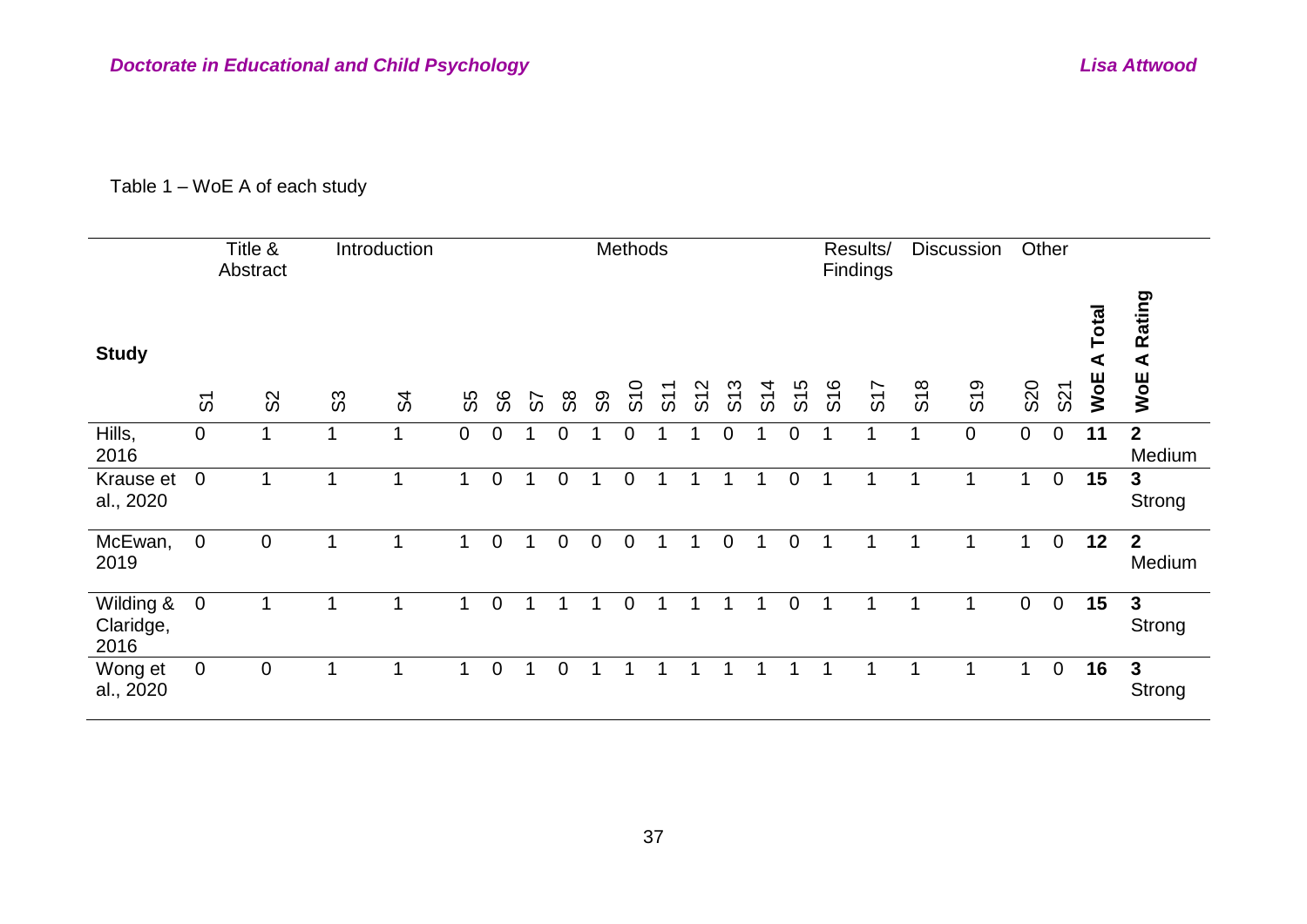Table 1 – WoE A of each study

| Study | Title & Abstract | | Introduction | | Methods | | | | | | | | | | | | Results/ Findings | Discussion | | Other | | | |
|---|---|---|---|---|---|---|---|---|---|---|---|---|---|---|---|---|---|---|---|---|---|---|---|
| | S1 | S2 | S3 | S4 | S5 | S6 | S7 | S8 | S9 | S10 | S11 | S12 | S13 | S14 | S15 | S16 | S17 | S18 | S19 | S20 | S21 | **WoE A Total** | **WoE A Rating** |
| Hills, 2016 | 0 | 1 | 1 | 1 | 0 | 0 | 1 | 0 | 1 | 0 | 1 | 1 | 0 | 1 | 0 | 1 | 1 | 1 | 0 | 0 | 0 | **11** | **2** Medium |
| Krause et al., 2020 | 0 | 1 | 1 | 1 | 1 | 0 | 1 | 0 | 1 | 0 | 1 | 1 | 1 | 1 | 0 | 1 | 1 | 1 | 1 | 1 | 0 | **15** | **3** Strong |
| McEwan, 2019 | 0 | 0 | 1 | 1 | 1 | 0 | 1 | 0 | 0 | 0 | 1 | 1 | 0 | 1 | 0 | 1 | 1 | 1 | 1 | 1 | 0 | **12** | **2** Medium |
| Wilding & Claridge, 2016 | 0 | 1 | 1 | 1 | 1 | 0 | 1 | 1 | 1 | 0 | 1 | 1 | 1 | 1 | 0 | 1 | 1 | 1 | 1 | 0 | 0 | **15** | **3** Strong |
| Wong et al., 2020 | 0 | 0 | 1 | 1 | 1 | 0 | 1 | 0 | 1 | 1 | 1 | 1 | 1 | 1 | 1 | 1 | 1 | 1 | 1 | 1 | 0 | **16** | **3** Strong |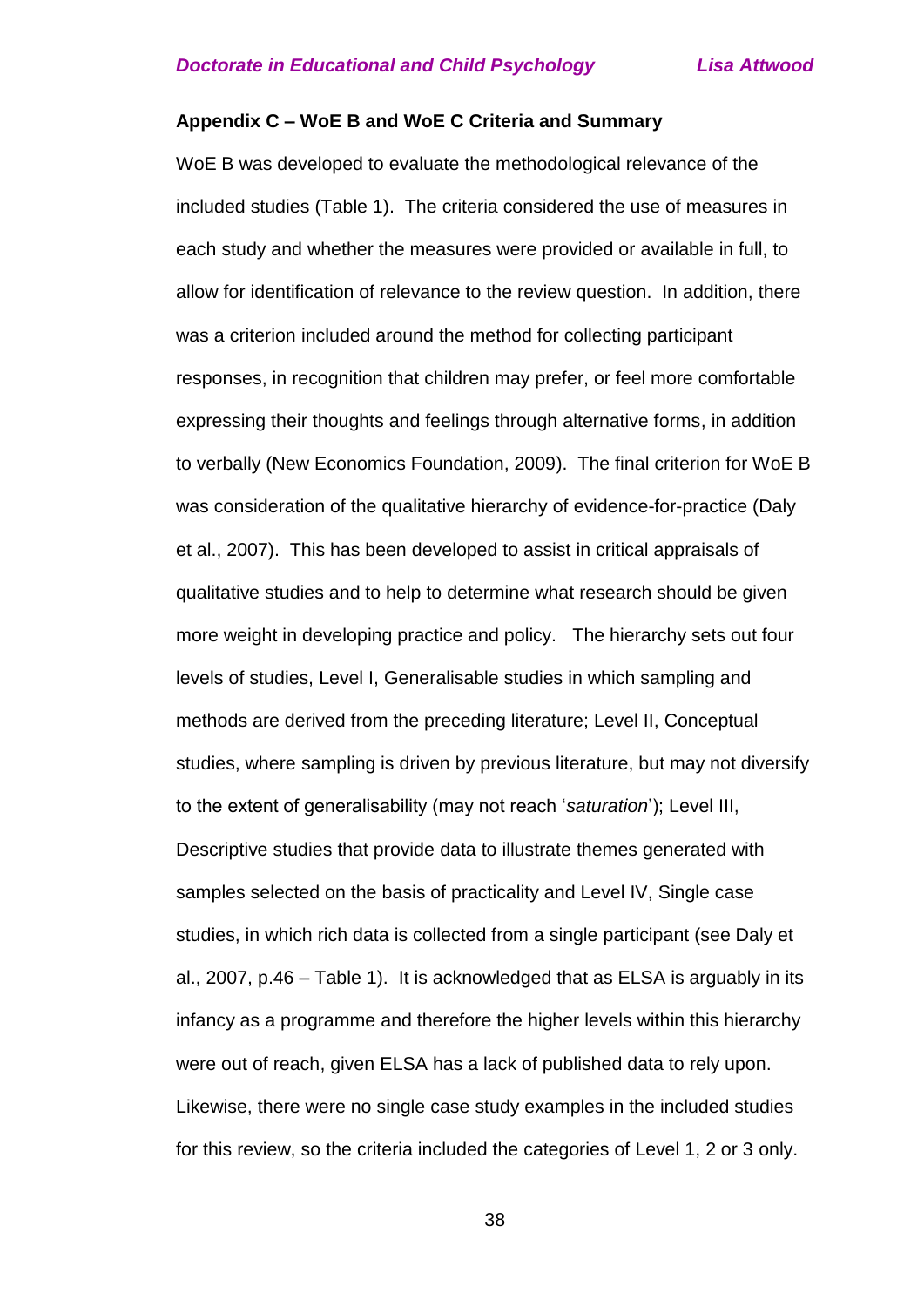**Appendix C – WoE B and WoE C Criteria and Summary**

WoE B was developed to evaluate the methodological relevance of the included studies (Table 1). The criteria considered the use of measures in each study and whether the measures were provided or available in full, to allow for identification of relevance to the review question. In addition, there was a criterion included around the method for collecting participant responses, in recognition that children may prefer, or feel more comfortable expressing their thoughts and feelings through alternative forms, in addition to verbally (New Economics Foundation, 2009). The final criterion for WoE B was consideration of the qualitative hierarchy of evidence-for-practice (Daly et al., 2007). This has been developed to assist in critical appraisals of qualitative studies and to help to determine what research should be given more weight in developing practice and policy. The hierarchy sets out four levels of studies, Level I, Generalisable studies in which sampling and methods are derived from the preceding literature; Level II, Conceptual studies, where sampling is driven by previous literature, but may not diversify to the extent of generalisability (may not reach '*saturation*'); Level III, Descriptive studies that provide data to illustrate themes generated with samples selected on the basis of practicality and Level IV, Single case studies, in which rich data is collected from a single participant (see Daly et al., 2007, p.46 – Table 1). It is acknowledged that as ELSA is arguably in its infancy as a programme and therefore the higher levels within this hierarchy were out of reach, given ELSA has a lack of published data to rely upon. Likewise, there were no single case study examples in the included studies for this review, so the criteria included the categories of Level 1, 2 or 3 only.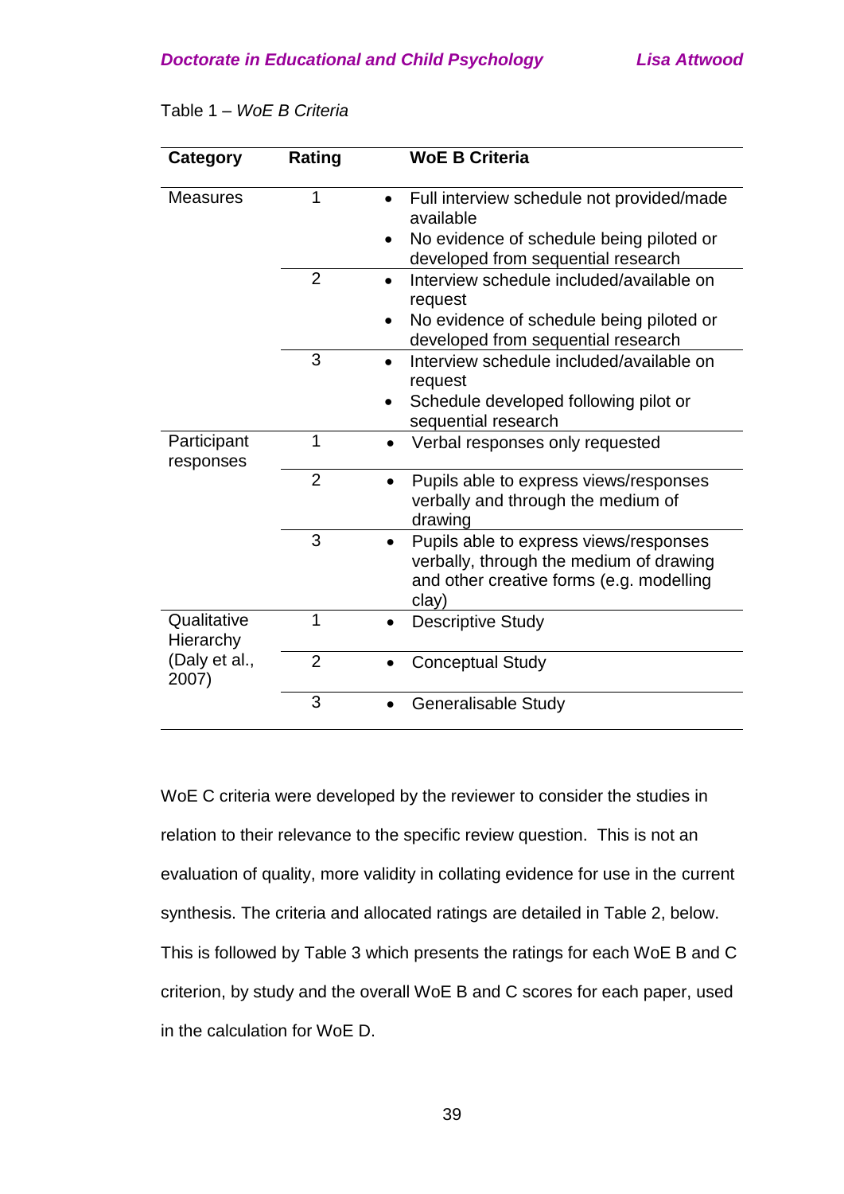Table 1 – *WoE B Criteria*

| Category | Rating | WoE B Criteria |
|---|---|---|
| Measures | 1 | • Full interview schedule not provided/made available<br>• No evidence of schedule being piloted or developed from sequential research |
| | 2 | • Interview schedule included/available on request<br>• No evidence of schedule being piloted or developed from sequential research |
| | 3 | • Interview schedule included/available on request<br>• Schedule developed following pilot or sequential research |
| Participant responses | 1 | • Verbal responses only requested |
| | 2 | • Pupils able to express views/responses verbally and through the medium of drawing |
| | 3 | • Pupils able to express views/responses verbally, through the medium of drawing and other creative forms (e.g. modelling clay) |
| Qualitative Hierarchy (Daly et al., 2007) | 1 | • Descriptive Study |
| | 2 | • Conceptual Study |
| | 3 | • Generalisable Study |

WoE C criteria were developed by the reviewer to consider the studies in relation to their relevance to the specific review question. This is not an evaluation of quality, more validity in collating evidence for use in the current synthesis. The criteria and allocated ratings are detailed in Table 2, below. This is followed by Table 3 which presents the ratings for each WoE B and C criterion, by study and the overall WoE B and C scores for each paper, used in the calculation for WoE D.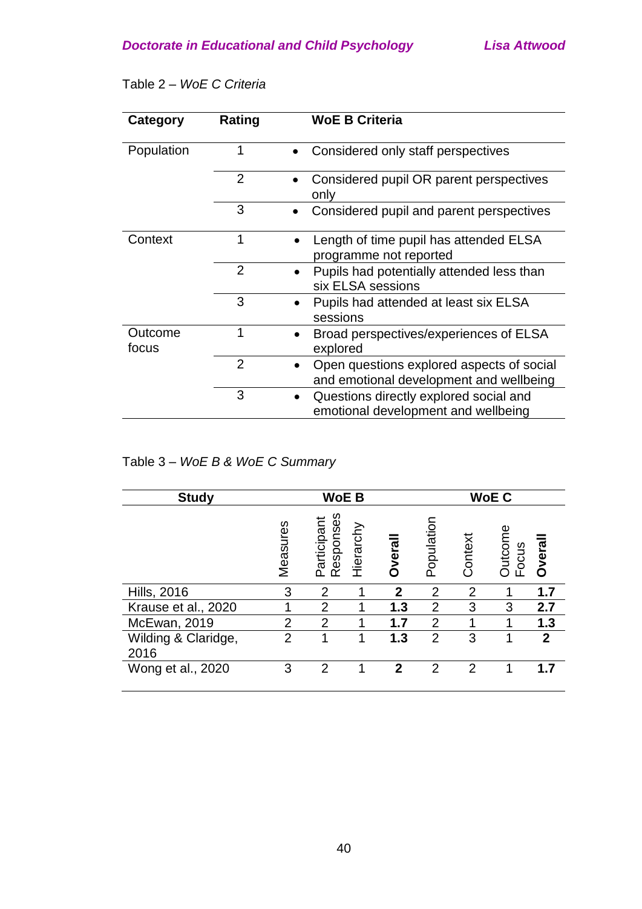Table 2 – *WoE C Criteria*

| Category | Rating | WoE B Criteria |
|---|---|---|
| Population | 1 | • Considered only staff perspectives |
| | 2 | • Considered pupil OR parent perspectives only |
| | 3 | • Considered pupil and parent perspectives |
| Context | 1 | • Length of time pupil has attended ELSA programme not reported |
| | 2 | • Pupils had potentially attended less than six ELSA sessions |
| | 3 | • Pupils had attended at least six ELSA sessions |
| Outcome focus | 1 | • Broad perspectives/experiences of ELSA explored |
| | 2 | • Open questions explored aspects of social and emotional development and wellbeing |
| | 3 | • Questions directly explored social and emotional development and wellbeing |

Table 3 – *WoE B & WoE C Summary*

| Study | WoE B | | | | WoE C | | | |
|---|---|---|---|---|---|---|---|---|
| | Measures | Participant Responses | Hierarchy | **Overall** | Population | Context | Outcome Focus | **Overall** |
| Hills, 2016 | 3 | 2 | 1 | **2** | 2 | 2 | 1 | **1.7** |
| Krause et al., 2020 | 1 | 2 | 1 | **1.3** | 2 | 3 | 3 | **2.7** |
| McEwan, 2019 | 2 | 2 | 1 | **1.7** | 2 | 1 | 1 | **1.3** |
| Wilding & Claridge, 2016 | 2 | 1 | 1 | **1.3** | 2 | 3 | 1 | **2** |
| Wong et al., 2020 | 3 | 2 | 1 | **2** | 2 | 2 | 1 | **1.7** |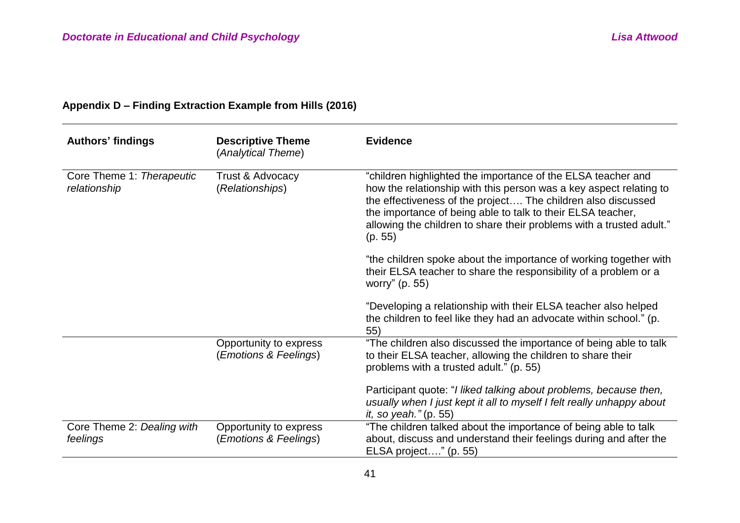**Appendix D – Finding Extraction Example from Hills (2016)**

| Authors' findings | Descriptive Theme (*Analytical Theme*) | Evidence |
|---|---|---|
| Core Theme 1: *Therapeutic relationship* | Trust & Advocacy (*Relationships*) | "children highlighted the importance of the ELSA teacher and how the relationship with this person was a key aspect relating to the effectiveness of the project…. The children also discussed the importance of being able to talk to their ELSA teacher, allowing the children to share their problems with a trusted adult." (p. 55) |
| | | "the children spoke about the importance of working together with their ELSA teacher to share the responsibility of a problem or a worry" (p. 55) |
| | | "Developing a relationship with their ELSA teacher also helped the children to feel like they had an advocate within school." (p. 55) |
| | Opportunity to express (*Emotions & Feelings*) | "The children also discussed the importance of being able to talk to their ELSA teacher, allowing the children to share their problems with a trusted adult." (p. 55) |
| | | Participant quote: "*I liked talking about problems, because then, usually when I just kept it all to myself I felt really unhappy about it, so yeah."* (p. 55) |
| Core Theme 2: *Dealing with feelings* | Opportunity to express (*Emotions & Feelings*) | "The children talked about the importance of being able to talk about, discuss and understand their feelings during and after the ELSA project…." (p. 55) |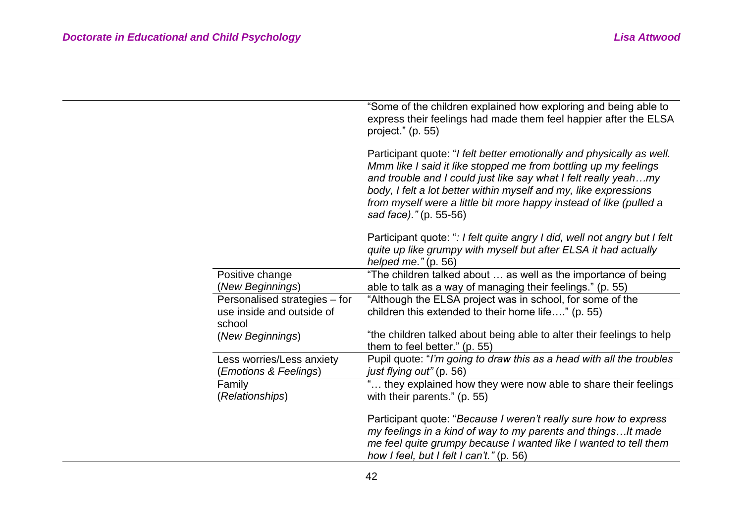| | |
|---|---|
| | "Some of the children explained how exploring and being able to express their feelings had made them feel happier after the ELSA project." (p. 55)<br><br>Participant quote: "*I felt better emotionally and physically as well. Mmm like I said it like stopped me from bottling up my feelings and trouble and I could just like say what I felt really yeah…my body, I felt a lot better within myself and my, like expressions from myself were a little bit more happy instead of like (pulled a sad face)."* (p. 55-56)<br><br>Participant quote: "*: I felt quite angry I did, well not angry but I felt quite up like grumpy with myself but after ELSA it had actually helped me."* (p. 56) |
| Positive change (*New Beginnings*) | "The children talked about … as well as the importance of being able to talk as a way of managing their feelings." (p. 55) |
| Personalised strategies – for use inside and outside of school (*New Beginnings*) | "Although the ELSA project was in school, for some of the children this extended to their home life…." (p. 55)<br><br>"the children talked about being able to alter their feelings to help them to feel better." (p. 55) |
| Less worries/Less anxiety (*Emotions & Feelings*) | Pupil quote: "*I'm going to draw this as a head with all the troubles just flying out"* (p. 56) |
| Family (*Relationships*) | "… they explained how they were now able to share their feelings with their parents." (p. 55)<br><br>Participant quote: "*Because I weren't really sure how to express my feelings in a kind of way to my parents and things…It made me feel quite grumpy because I wanted like I wanted to tell them how I feel, but I felt I can't."* (p. 56) |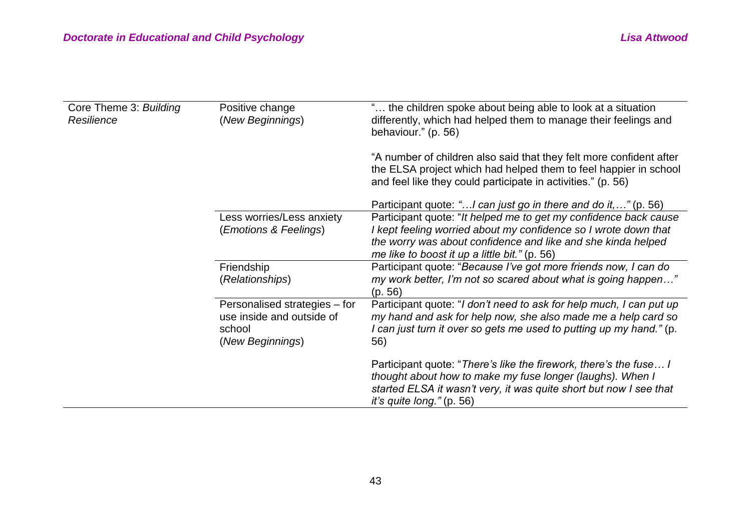| | | |
|---|---|---|
| Core Theme 3: *Building Resilience* | Positive change (*New Beginnings*) | "… the children spoke about being able to look at a situation differently, which had helped them to manage their feelings and behaviour." (p. 56)<br><br>"A number of children also said that they felt more confident after the ELSA project which had helped them to feel happier in school and feel like they could participate in activities." (p. 56)<br><br>Participant quote: *"…I can just go in there and do it,…"* (p. 56) |
| | Less worries/Less anxiety (*Emotions & Feelings*) | Participant quote: "*It helped me to get my confidence back cause I kept feeling worried about my confidence so I wrote down that the worry was about confidence and like and she kinda helped me like to boost it up a little bit."* (p. 56) |
| | Friendship (*Relationships*) | Participant quote: "*Because I've got more friends now, I can do my work better, I'm not so scared about what is going happen…"* (p. 56) |
| | Personalised strategies – for use inside and outside of school (*New Beginnings*) | Participant quote: "*I don't need to ask for help much, I can put up my hand and ask for help now, she also made me a help card so I can just turn it over so gets me used to putting up my hand."* (p. 56)<br><br>Participant quote: "*There's like the firework, there's the fuse… I thought about how to make my fuse longer (laughs). When I started ELSA it wasn't very, it was quite short but now I see that it's quite long."* (p. 56) |